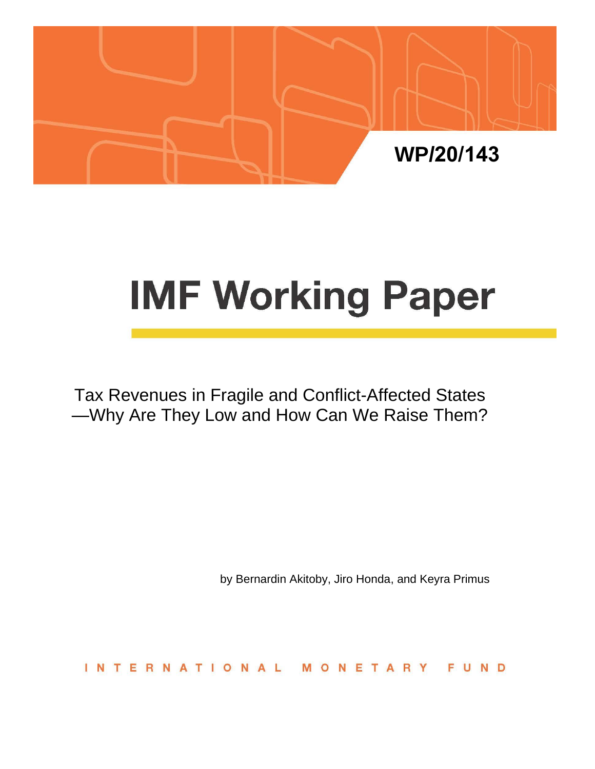WP/20/143

# IMF Working Paper

Tax Revenues in Fragile and Conflict-Affected States —Why Are They Low and How Can We Raise Them?

by Bernardin Akitoby, Jiro Honda, and Keyra Primus

INTERNATIONAL MONETARY FUND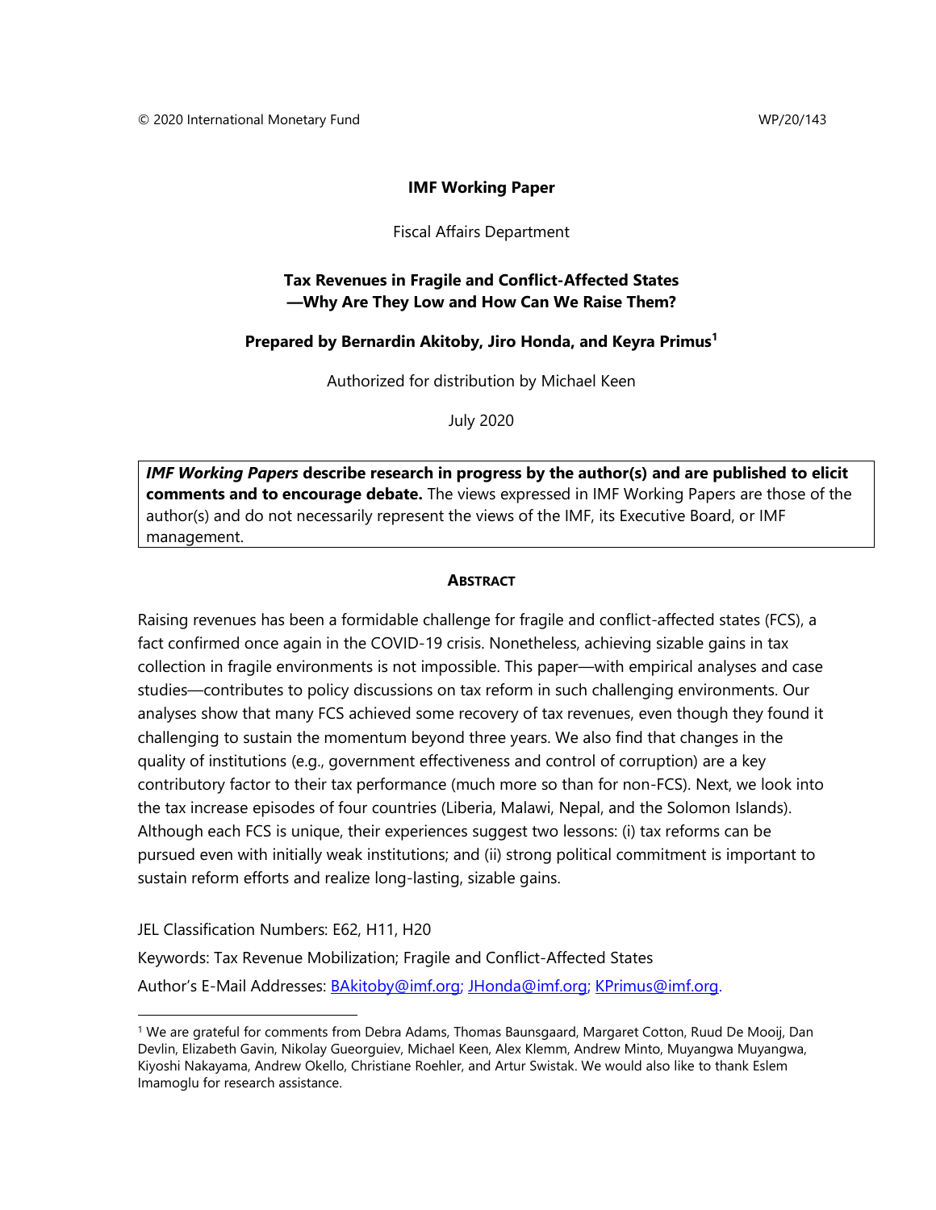© 2020 International Monetary Fund WP/20/143

**IMF Working Paper**

Fiscal Affairs Department

**Tax Revenues in Fragile and Conflict-Affected States —Why Are They Low and How Can We Raise Them?**

**Prepared by Bernardin Akitoby, Jiro Honda, and Keyra Primus**[1]

Authorized for distribution by Michael Keen

July 2020

***IMF Working Papers*** **describe research in progress by the author(s) and are published to elicit comments and to encourage debate.** The views expressed in IMF Working Papers are those of the author(s) and do not necessarily represent the views of the IMF, its Executive Board, or IMF management.

**ABSTRACT**

Raising revenues has been a formidable challenge for fragile and conflict-affected states (FCS), a fact confirmed once again in the COVID-19 crisis. Nonetheless, achieving sizable gains in tax collection in fragile environments is not impossible. This paper—with empirical analyses and case studies—contributes to policy discussions on tax reform in such challenging environments. Our analyses show that many FCS achieved some recovery of tax revenues, even though they found it challenging to sustain the momentum beyond three years. We also find that changes in the quality of institutions (e.g., government effectiveness and control of corruption) are a key contributory factor to their tax performance (much more so than for non-FCS). Next, we look into the tax increase episodes of four countries (Liberia, Malawi, Nepal, and the Solomon Islands). Although each FCS is unique, their experiences suggest two lessons: (i) tax reforms can be pursued even with initially weak institutions; and (ii) strong political commitment is important to sustain reform efforts and realize long-lasting, sizable gains.

JEL Classification Numbers: E62, H11, H20

Keywords: Tax Revenue Mobilization; Fragile and Conflict-Affected States

Author's E-Mail Addresses: BAkitoby@imf.org; JHonda@imf.org; KPrimus@imf.org.

[1] We are grateful for comments from Debra Adams, Thomas Baunsgaard, Margaret Cotton, Ruud De Mooij, Dan Devlin, Elizabeth Gavin, Nikolay Gueorguiev, Michael Keen, Alex Klemm, Andrew Minto, Muyangwa Muyangwa, Kiyoshi Nakayama, Andrew Okello, Christiane Roehler, and Artur Swistak. We would also like to thank Eslem Imamoglu for research assistance.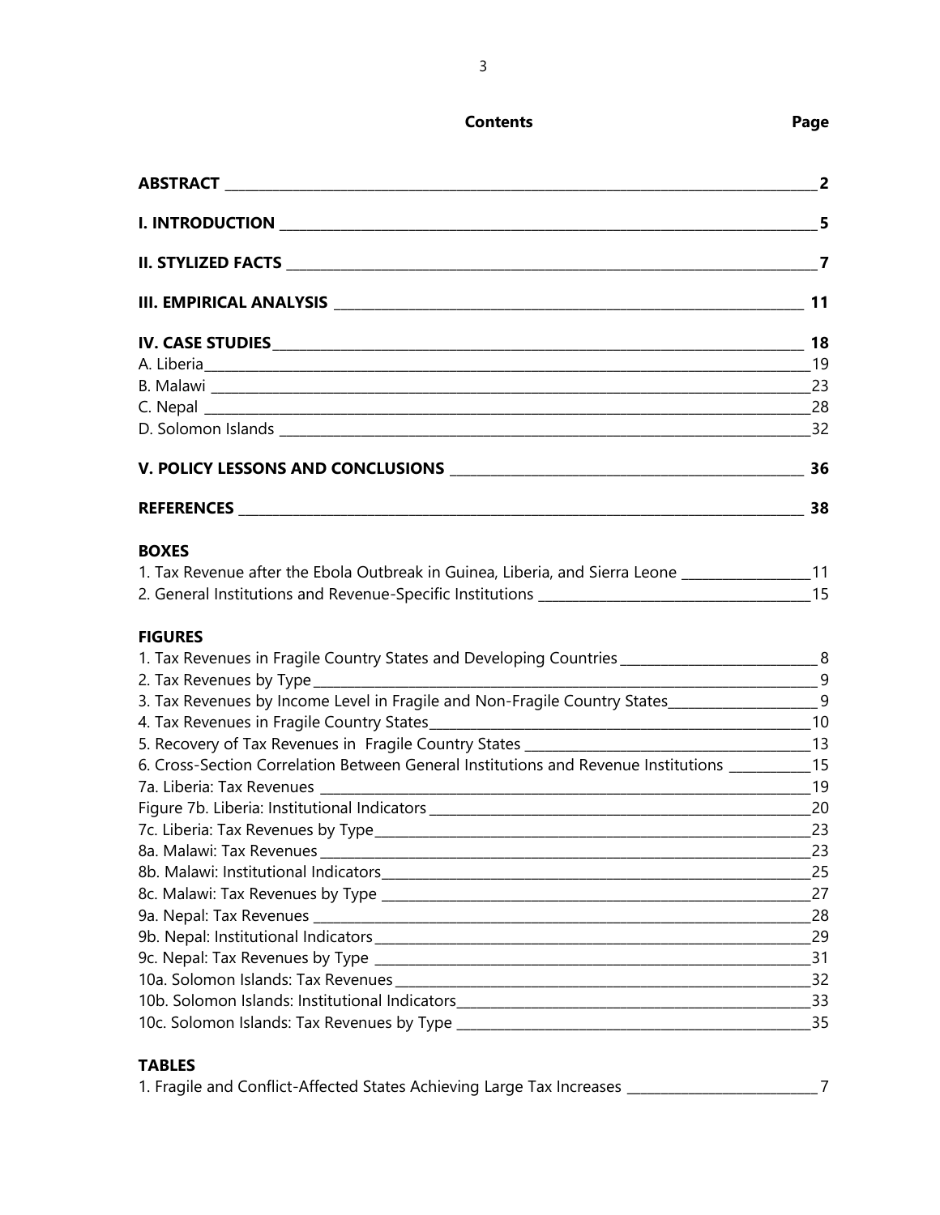**Contents** | **Page**

**ABSTRACT** ____________________ **2**

**I. INTRODUCTION** ____________________ **5**

**II. STYLIZED FACTS** ____________________ **7**

**III. EMPIRICAL ANALYSIS** ____________________ **11**

**IV. CASE STUDIES** ____________________ **18**
A. Liberia ____________________ 19
B. Malawi ____________________ 23
C. Nepal ____________________ 28
D. Solomon Islands ____________________ 32

**V. POLICY LESSONS AND CONCLUSIONS** ____________________ **36**

**REFERENCES** ____________________ **38**

**BOXES**
1. Tax Revenue after the Ebola Outbreak in Guinea, Liberia, and Sierra Leone ____________________ 11
2. General Institutions and Revenue-Specific Institutions ____________________ 15

**FIGURES**
1. Tax Revenues in Fragile Country States and Developing Countries ____________________ 8
2. Tax Revenues by Type ____________________ 9
3. Tax Revenues by Income Level in Fragile and Non-Fragile Country States ____________________ 9
4. Tax Revenues in Fragile Country States ____________________ 10
5. Recovery of Tax Revenues in Fragile Country States ____________________ 13
6. Cross-Section Correlation Between General Institutions and Revenue Institutions ____________________ 15
7a. Liberia: Tax Revenues ____________________ 19
Figure 7b. Liberia: Institutional Indicators ____________________ 20
7c. Liberia: Tax Revenues by Type ____________________ 23
8a. Malawi: Tax Revenues ____________________ 23
8b. Malawi: Institutional Indicators ____________________ 25
8c. Malawi: Tax Revenues by Type ____________________ 27
9a. Nepal: Tax Revenues ____________________ 28
9b. Nepal: Institutional Indicators ____________________ 29
9c. Nepal: Tax Revenues by Type ____________________ 31
10a. Solomon Islands: Tax Revenues ____________________ 32
10b. Solomon Islands: Institutional Indicators ____________________ 33
10c. Solomon Islands: Tax Revenues by Type ____________________ 35

**TABLES**
1. Fragile and Conflict-Affected States Achieving Large Tax Increases ____________________ 7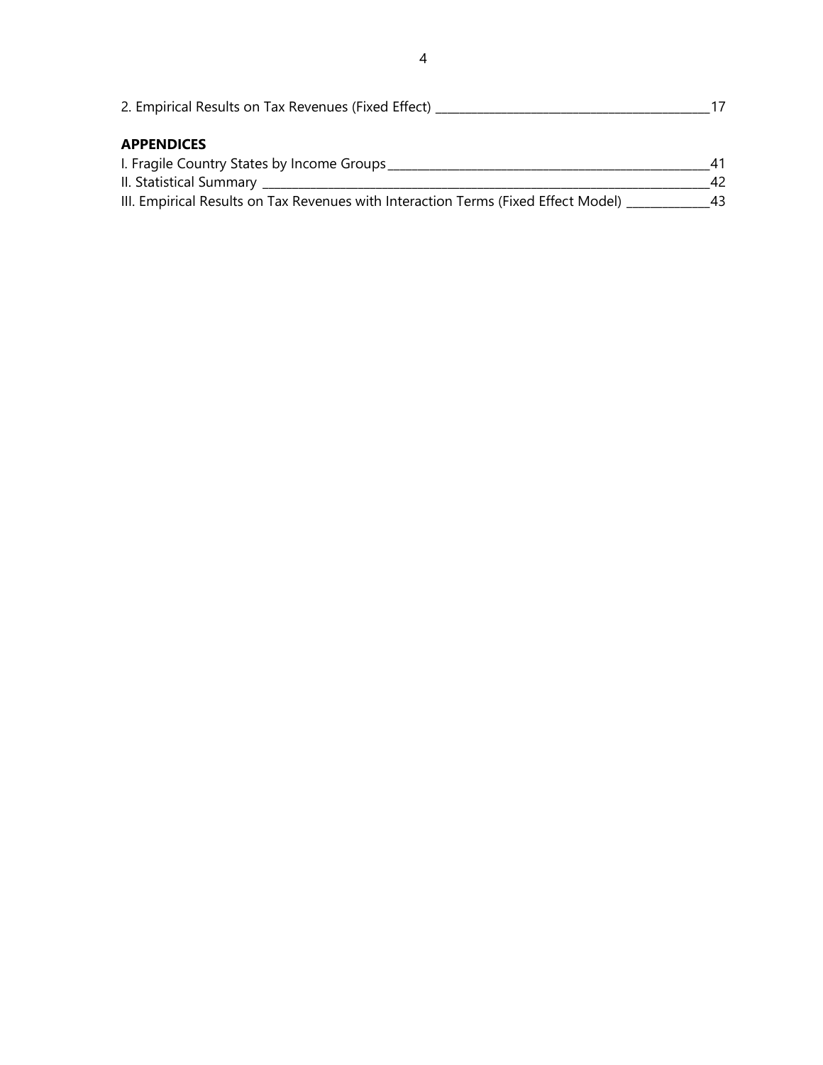2. Empirical Results on Tax Revenues (Fixed Effect) ____________________________________________17

**APPENDICES**

I. Fragile Country States by Income Groups______________________________________________________41

II. Statistical Summary ___________________________________________________________________________42

III. Empirical Results on Tax Revenues with Interaction Terms (Fixed Effect Model) ____________43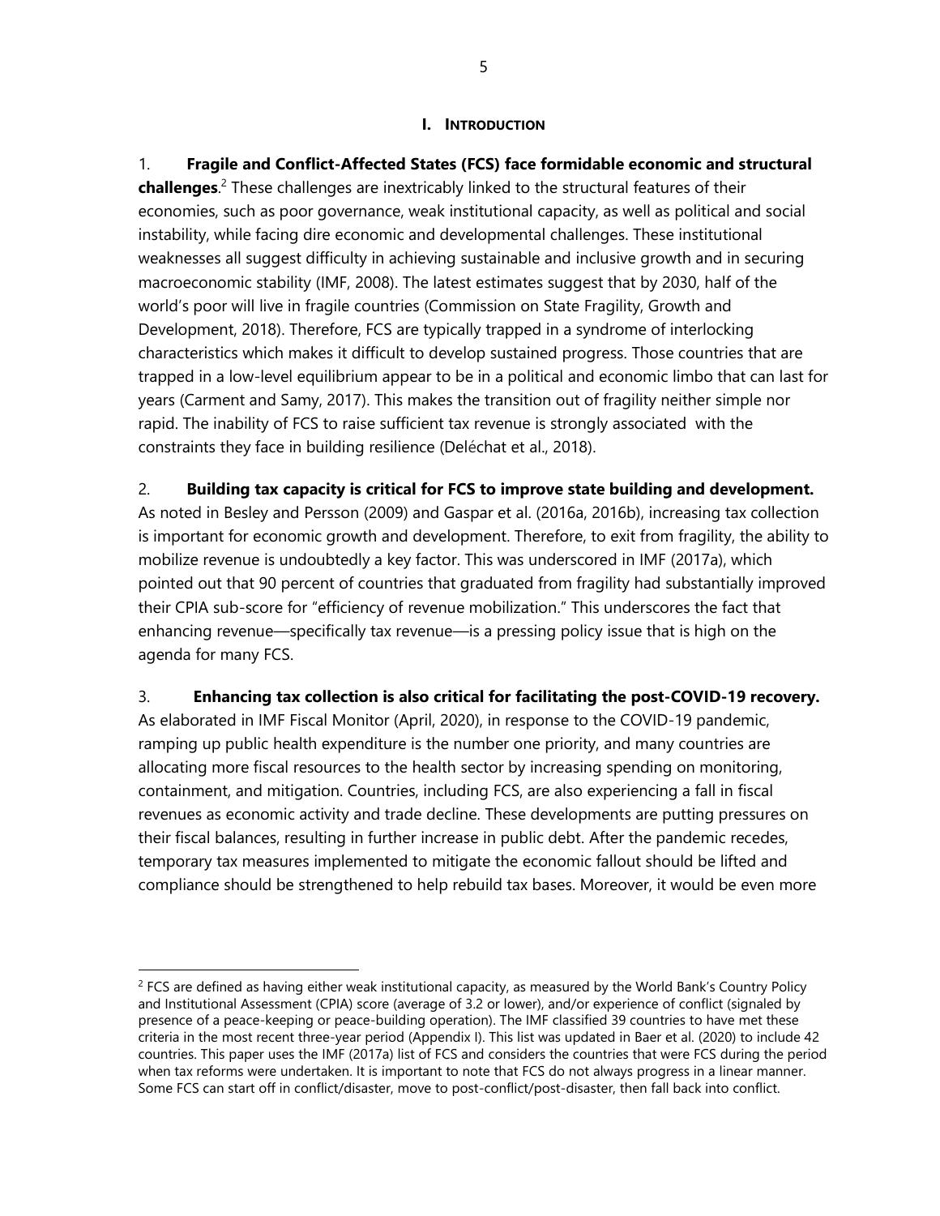## I. INTRODUCTION

1. **Fragile and Conflict-Affected States (FCS) face formidable economic and structural challenges**.[2] These challenges are inextricably linked to the structural features of their economies, such as poor governance, weak institutional capacity, as well as political and social instability, while facing dire economic and developmental challenges. These institutional weaknesses all suggest difficulty in achieving sustainable and inclusive growth and in securing macroeconomic stability (IMF, 2008). The latest estimates suggest that by 2030, half of the world's poor will live in fragile countries (Commission on State Fragility, Growth and Development, 2018). Therefore, FCS are typically trapped in a syndrome of interlocking characteristics which makes it difficult to develop sustained progress. Those countries that are trapped in a low-level equilibrium appear to be in a political and economic limbo that can last for years (Carment and Samy, 2017). This makes the transition out of fragility neither simple nor rapid. The inability of FCS to raise sufficient tax revenue is strongly associated with the constraints they face in building resilience (Deléchat et al., 2018).

2. **Building tax capacity is critical for FCS to improve state building and development.** As noted in Besley and Persson (2009) and Gaspar et al. (2016a, 2016b), increasing tax collection is important for economic growth and development. Therefore, to exit from fragility, the ability to mobilize revenue is undoubtedly a key factor. This was underscored in IMF (2017a), which pointed out that 90 percent of countries that graduated from fragility had substantially improved their CPIA sub-score for "efficiency of revenue mobilization." This underscores the fact that enhancing revenue—specifically tax revenue—is a pressing policy issue that is high on the agenda for many FCS.

3. **Enhancing tax collection is also critical for facilitating the post-COVID-19 recovery.** As elaborated in IMF Fiscal Monitor (April, 2020), in response to the COVID-19 pandemic, ramping up public health expenditure is the number one priority, and many countries are allocating more fiscal resources to the health sector by increasing spending on monitoring, containment, and mitigation. Countries, including FCS, are also experiencing a fall in fiscal revenues as economic activity and trade decline. These developments are putting pressures on their fiscal balances, resulting in further increase in public debt. After the pandemic recedes, temporary tax measures implemented to mitigate the economic fallout should be lifted and compliance should be strengthened to help rebuild tax bases. Moreover, it would be even more

[2] FCS are defined as having either weak institutional capacity, as measured by the World Bank's Country Policy and Institutional Assessment (CPIA) score (average of 3.2 or lower), and/or experience of conflict (signaled by presence of a peace-keeping or peace-building operation). The IMF classified 39 countries to have met these criteria in the most recent three-year period (Appendix I). This list was updated in Baer et al. (2020) to include 42 countries. This paper uses the IMF (2017a) list of FCS and considers the countries that were FCS during the period when tax reforms were undertaken. It is important to note that FCS do not always progress in a linear manner. Some FCS can start off in conflict/disaster, move to post-conflict/post-disaster, then fall back into conflict.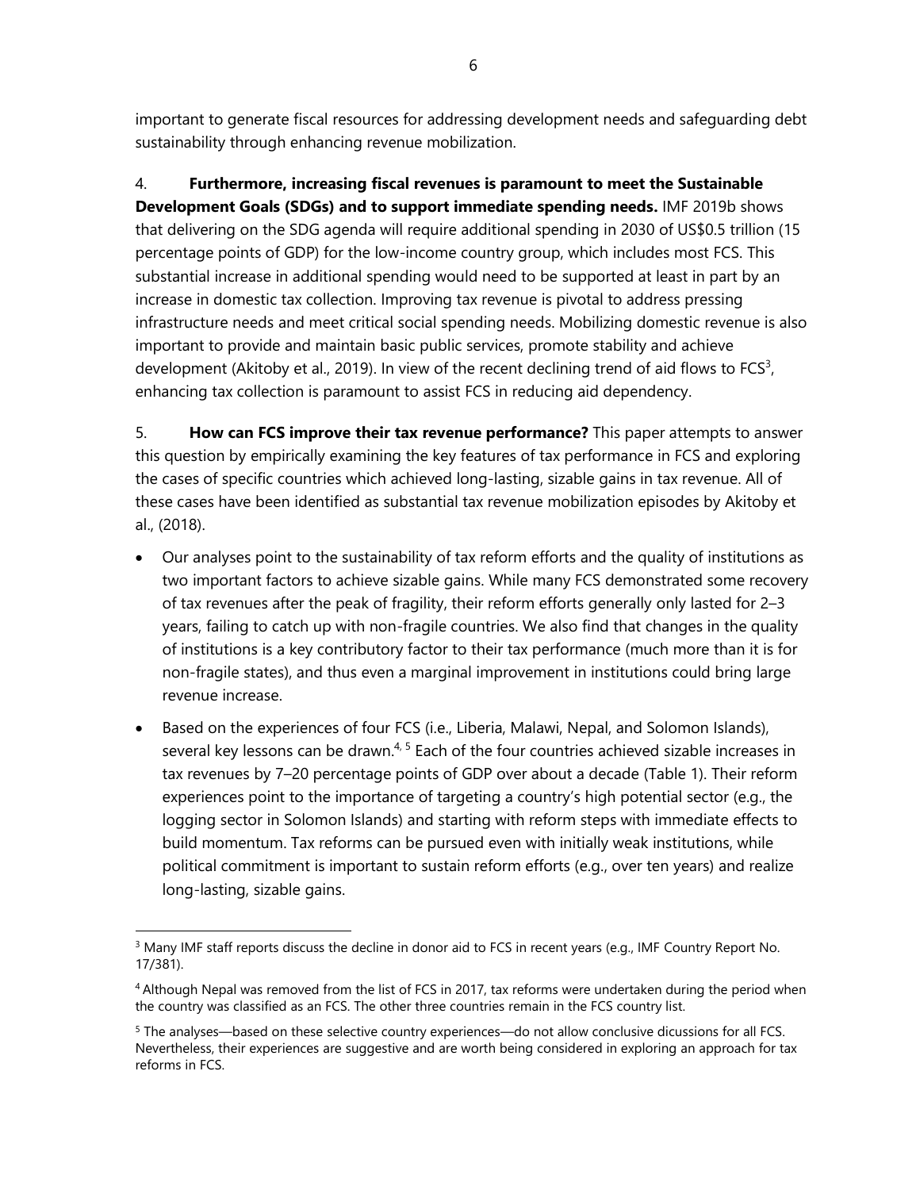important to generate fiscal resources for addressing development needs and safeguarding debt sustainability through enhancing revenue mobilization.

4. **Furthermore, increasing fiscal revenues is paramount to meet the Sustainable Development Goals (SDGs) and to support immediate spending needs.** IMF 2019b shows that delivering on the SDG agenda will require additional spending in 2030 of US$0.5 trillion (15 percentage points of GDP) for the low-income country group, which includes most FCS. This substantial increase in additional spending would need to be supported at least in part by an increase in domestic tax collection. Improving tax revenue is pivotal to address pressing infrastructure needs and meet critical social spending needs. Mobilizing domestic revenue is also important to provide and maintain basic public services, promote stability and achieve development (Akitoby et al., 2019). In view of the recent declining trend of aid flows to FCS[3], enhancing tax collection is paramount to assist FCS in reducing aid dependency.

5. **How can FCS improve their tax revenue performance?** This paper attempts to answer this question by empirically examining the key features of tax performance in FCS and exploring the cases of specific countries which achieved long-lasting, sizable gains in tax revenue. All of these cases have been identified as substantial tax revenue mobilization episodes by Akitoby et al., (2018).

- Our analyses point to the sustainability of tax reform efforts and the quality of institutions as two important factors to achieve sizable gains. While many FCS demonstrated some recovery of tax revenues after the peak of fragility, their reform efforts generally only lasted for 2–3 years, failing to catch up with non-fragile countries. We also find that changes in the quality of institutions is a key contributory factor to their tax performance (much more than it is for non-fragile states), and thus even a marginal improvement in institutions could bring large revenue increase.
- Based on the experiences of four FCS (i.e., Liberia, Malawi, Nepal, and Solomon Islands), several key lessons can be drawn.[4, 5] Each of the four countries achieved sizable increases in tax revenues by 7–20 percentage points of GDP over about a decade (Table 1). Their reform experiences point to the importance of targeting a country's high potential sector (e.g., the logging sector in Solomon Islands) and starting with reform steps with immediate effects to build momentum. Tax reforms can be pursued even with initially weak institutions, while political commitment is important to sustain reform efforts (e.g., over ten years) and realize long-lasting, sizable gains.

---

[3] Many IMF staff reports discuss the decline in donor aid to FCS in recent years (e.g., IMF Country Report No. 17/381).

[4] Although Nepal was removed from the list of FCS in 2017, tax reforms were undertaken during the period when the country was classified as an FCS. The other three countries remain in the FCS country list.

[5] The analyses—based on these selective country experiences—do not allow conclusive dicussions for all FCS. Nevertheless, their experiences are suggestive and are worth being considered in exploring an approach for tax reforms in FCS.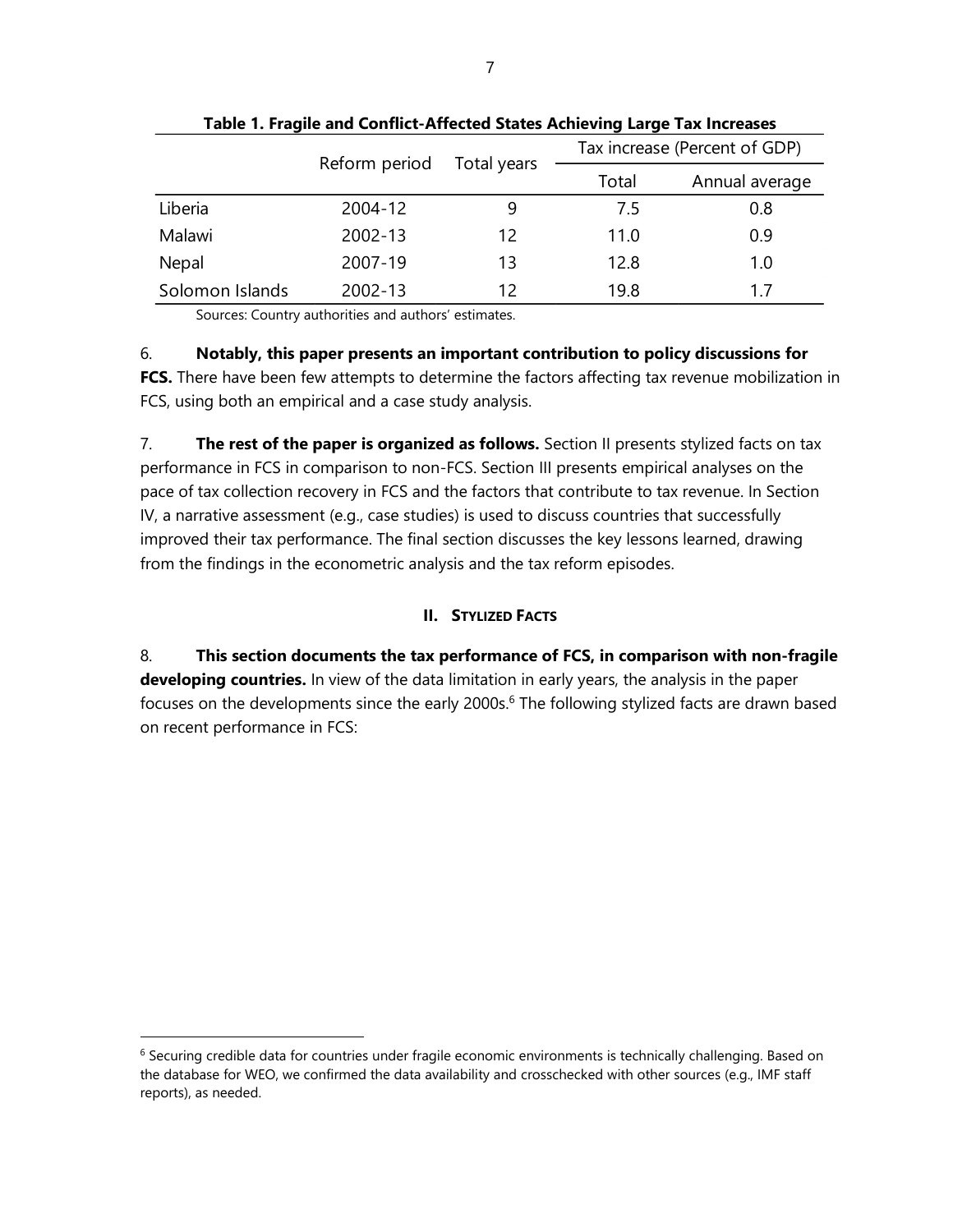**Table 1. Fragile and Conflict-Affected States Achieving Large Tax Increases**

| | Reform period | Total years | Tax increase (Percent of GDP) | |
|---|---|---|---|---|
| | | | Total | Annual average |
| Liberia | 2004-12 | 9 | 7.5 | 0.8 |
| Malawi | 2002-13 | 12 | 11.0 | 0.9 |
| Nepal | 2007-19 | 13 | 12.8 | 1.0 |
| Solomon Islands | 2002-13 | 12 | 19.8 | 1.7 |

Sources: Country authorities and authors' estimates.

6. **Notably, this paper presents an important contribution to policy discussions for FCS.** There have been few attempts to determine the factors affecting tax revenue mobilization in FCS, using both an empirical and a case study analysis.

7. **The rest of the paper is organized as follows.** Section II presents stylized facts on tax performance in FCS in comparison to non-FCS. Section III presents empirical analyses on the pace of tax collection recovery in FCS and the factors that contribute to tax revenue. In Section IV, a narrative assessment (e.g., case studies) is used to discuss countries that successfully improved their tax performance. The final section discusses the key lessons learned, drawing from the findings in the econometric analysis and the tax reform episodes.

## II. STYLIZED FACTS

8. **This section documents the tax performance of FCS, in comparison with non-fragile developing countries.** In view of the data limitation in early years, the analysis in the paper focuses on the developments since the early 2000s.[6] The following stylized facts are drawn based on recent performance in FCS:

[6] Securing credible data for countries under fragile economic environments is technically challenging. Based on the database for WEO, we confirmed the data availability and crosschecked with other sources (e.g., IMF staff reports), as needed.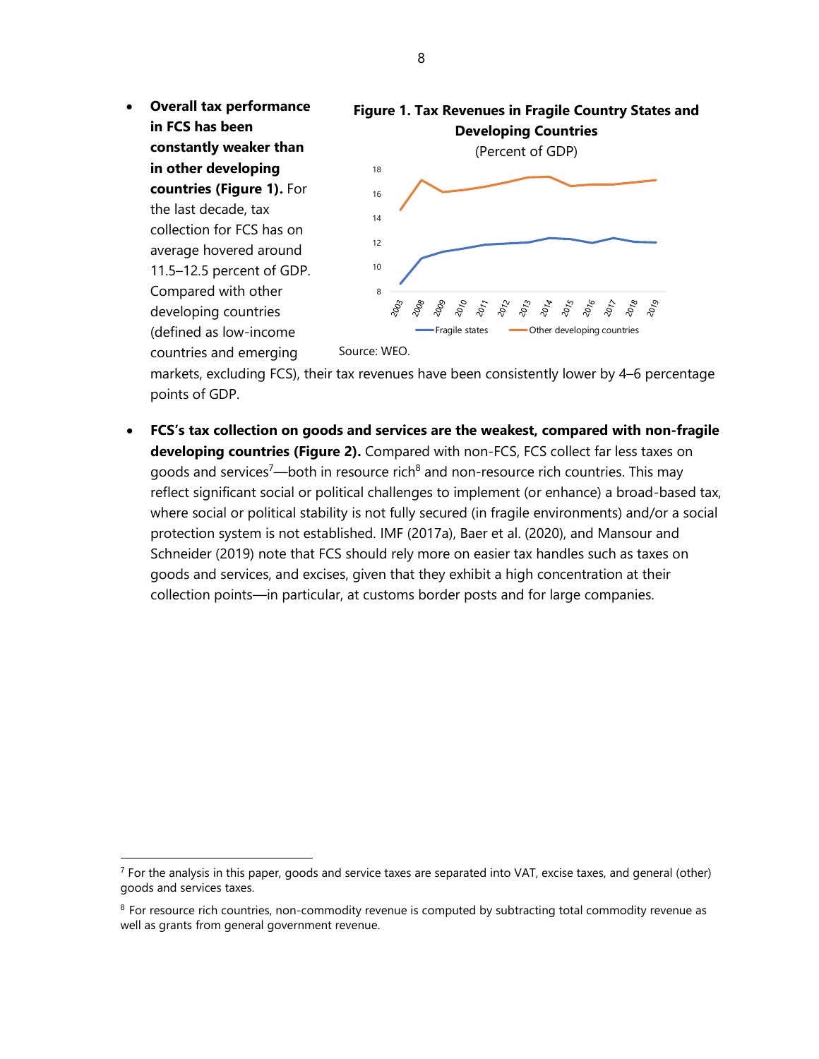- **Overall tax performance in FCS has been constantly weaker than in other developing countries (Figure 1).** For the last decade, tax collection for FCS has on average hovered around 11.5–12.5 percent of GDP. Compared with other developing countries (defined as low-income countries and emerging markets, excluding FCS), their tax revenues have been consistently lower by 4–6 percentage points of GDP.

**Figure 1. Tax Revenues in Fragile Country States and Developing Countries**

(Percent of GDP)

Source: WEO.

- **FCS's tax collection on goods and services are the weakest, compared with non-fragile developing countries (Figure 2).** Compared with non-FCS, FCS collect far less taxes on goods and services[7]—both in resource rich[8] and non-resource rich countries. This may reflect significant social or political challenges to implement (or enhance) a broad-based tax, where social or political stability is not fully secured (in fragile environments) and/or a social protection system is not established. IMF (2017a), Baer et al. (2020), and Mansour and Schneider (2019) note that FCS should rely more on easier tax handles such as taxes on goods and services, and excises, given that they exhibit a high concentration at their collection points—in particular, at customs border posts and for large companies.

---

[7] For the analysis in this paper, goods and service taxes are separated into VAT, excise taxes, and general (other) goods and services taxes.

[8] For resource rich countries, non-commodity revenue is computed by subtracting total commodity revenue as well as grants from general government revenue.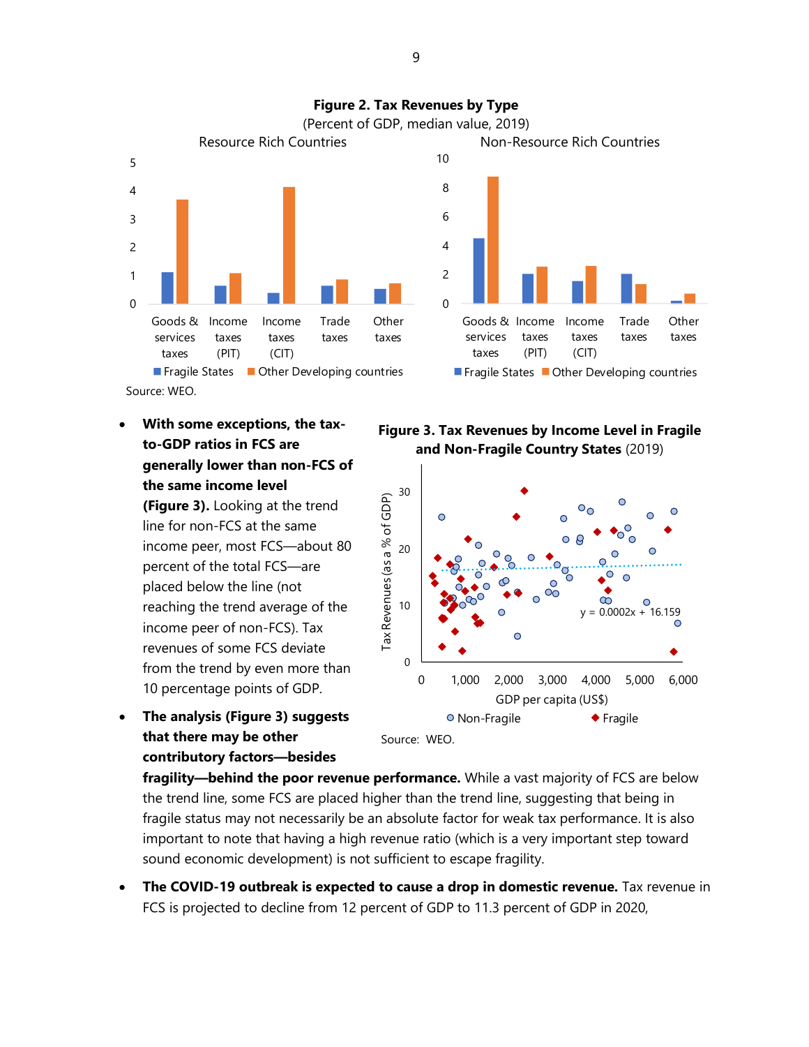**Figure 2. Tax Revenues by Type**

(Percent of GDP, median value, 2019)

Source: WEO.

- **With some exceptions, the tax-to-GDP ratios in FCS are generally lower than non-FCS of the same income level (Figure 3).** Looking at the trend line for non-FCS at the same income peer, most FCS—about 80 percent of the total FCS—are placed below the line (not reaching the trend average of the income peer of non-FCS). Tax revenues of some FCS deviate from the trend by even more than 10 percentage points of GDP.

**Figure 3. Tax Revenues by Income Level in Fragile and Non-Fragile Country States** (2019)

Source: WEO.

- **The analysis (Figure 3) suggests that there may be other contributory factors—besides fragility—behind the poor revenue performance.** While a vast majority of FCS are below the trend line, some FCS are placed higher than the trend line, suggesting that being in fragile status may not necessarily be an absolute factor for weak tax performance. It is also important to note that having a high revenue ratio (which is a very important step toward sound economic development) is not sufficient to escape fragility.
- **The COVID-19 outbreak is expected to cause a drop in domestic revenue.** Tax revenue in FCS is projected to decline from 12 percent of GDP to 11.3 percent of GDP in 2020,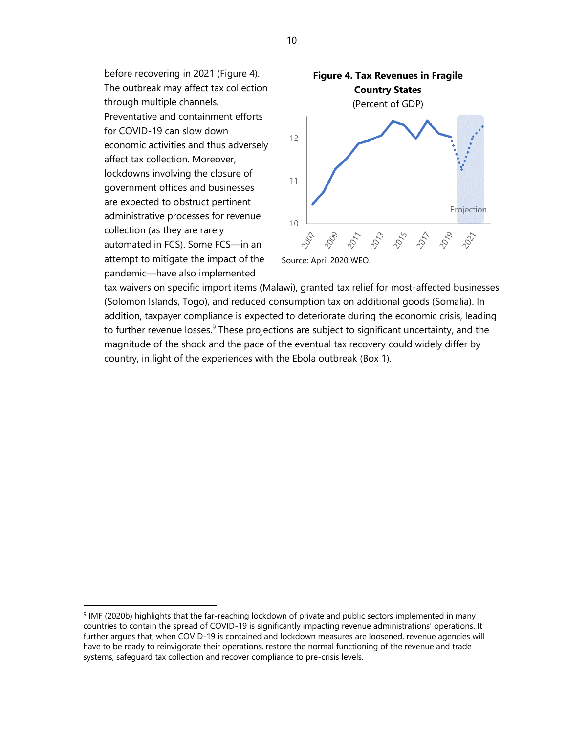before recovering in 2021 (Figure 4). The outbreak may affect tax collection through multiple channels. Preventative and containment efforts for COVID-19 can slow down economic activities and thus adversely affect tax collection. Moreover, lockdowns involving the closure of government offices and businesses are expected to obstruct pertinent administrative processes for revenue collection (as they are rarely automated in FCS). Some FCS—in an attempt to mitigate the impact of the pandemic—have also implemented tax waivers on specific import items (Malawi), granted tax relief for most-affected businesses (Solomon Islands, Togo), and reduced consumption tax on additional goods (Somalia). In addition, taxpayer compliance is expected to deteriorate during the economic crisis, leading to further revenue losses.[9] These projections are subject to significant uncertainty, and the magnitude of the shock and the pace of the eventual tax recovery could widely differ by country, in light of the experiences with the Ebola outbreak (Box 1).

**Figure 4. Tax Revenues in Fragile Country States**
(Percent of GDP)

Source: April 2020 WEO.

---

[9] IMF (2020b) highlights that the far-reaching lockdown of private and public sectors implemented in many countries to contain the spread of COVID-19 is significantly impacting revenue administrations' operations. It further argues that, when COVID-19 is contained and lockdown measures are loosened, revenue agencies will have to be ready to reinvigorate their operations, restore the normal functioning of the revenue and trade systems, safeguard tax collection and recover compliance to pre-crisis levels.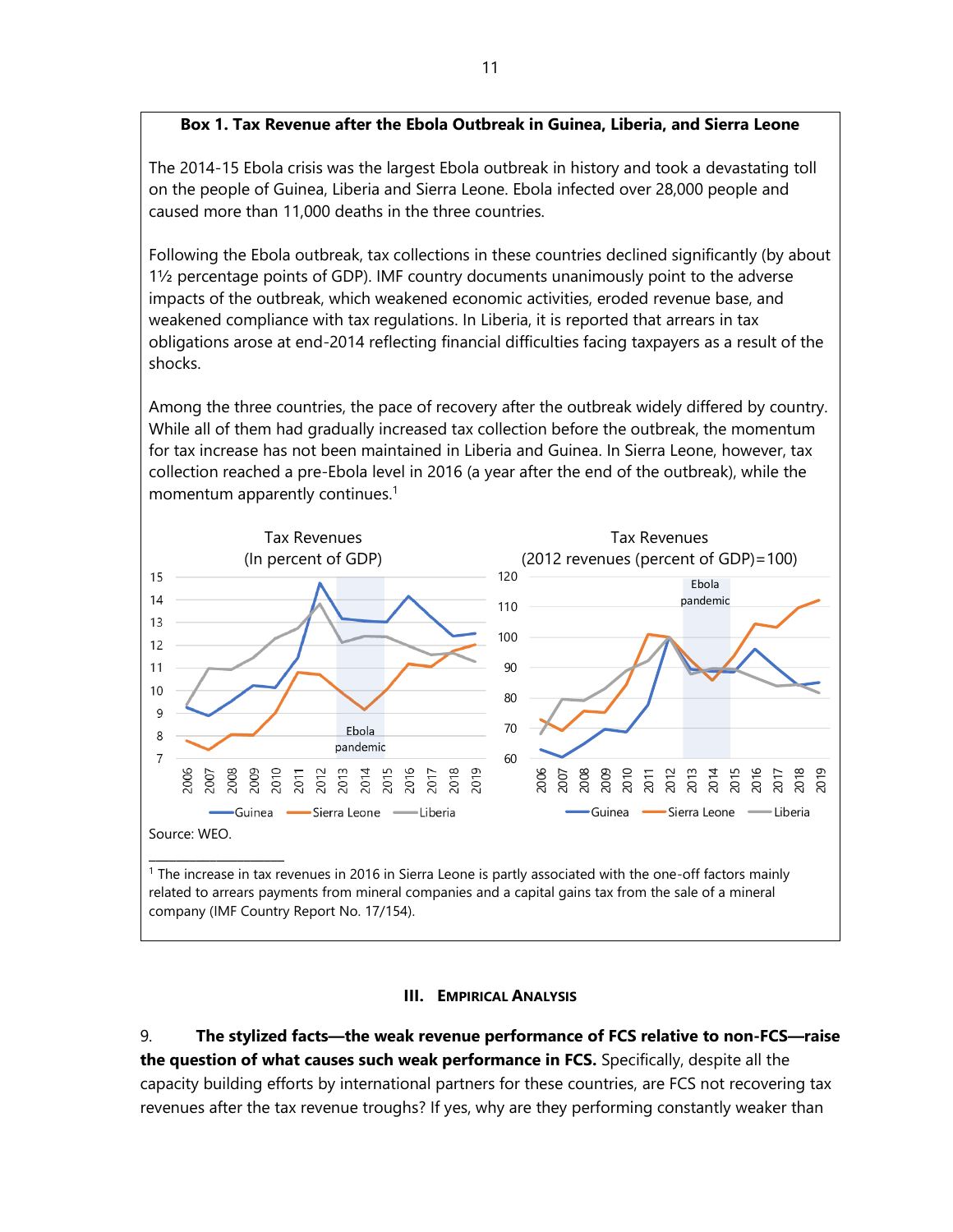**Box 1. Tax Revenue after the Ebola Outbreak in Guinea, Liberia, and Sierra Leone**

The 2014-15 Ebola crisis was the largest Ebola outbreak in history and took a devastating toll on the people of Guinea, Liberia and Sierra Leone. Ebola infected over 28,000 people and caused more than 11,000 deaths in the three countries.

Following the Ebola outbreak, tax collections in these countries declined significantly (by about 1½ percentage points of GDP). IMF country documents unanimously point to the adverse impacts of the outbreak, which weakened economic activities, eroded revenue base, and weakened compliance with tax regulations. In Liberia, it is reported that arrears in tax obligations arose at end-2014 reflecting financial difficulties facing taxpayers as a result of the shocks.

Among the three countries, the pace of recovery after the outbreak widely differed by country. While all of them had gradually increased tax collection before the outbreak, the momentum for tax increase has not been maintained in Liberia and Guinea. In Sierra Leone, however, tax collection reached a pre-Ebola level in 2016 (a year after the end of the outbreak), while the momentum apparently continues.[1]

Tax Revenues (In percent of GDP)

Tax Revenues (2012 revenues (percent of GDP)=100)

Source: WEO.

[1] The increase in tax revenues in 2016 in Sierra Leone is partly associated with the one-off factors mainly related to arrears payments from mineral companies and a capital gains tax from the sale of a mineral company (IMF Country Report No. 17/154).

## III. EMPIRICAL ANALYSIS

9. **The stylized facts—the weak revenue performance of FCS relative to non-FCS—raise the question of what causes such weak performance in FCS.** Specifically, despite all the capacity building efforts by international partners for these countries, are FCS not recovering tax revenues after the tax revenue troughs? If yes, why are they performing constantly weaker than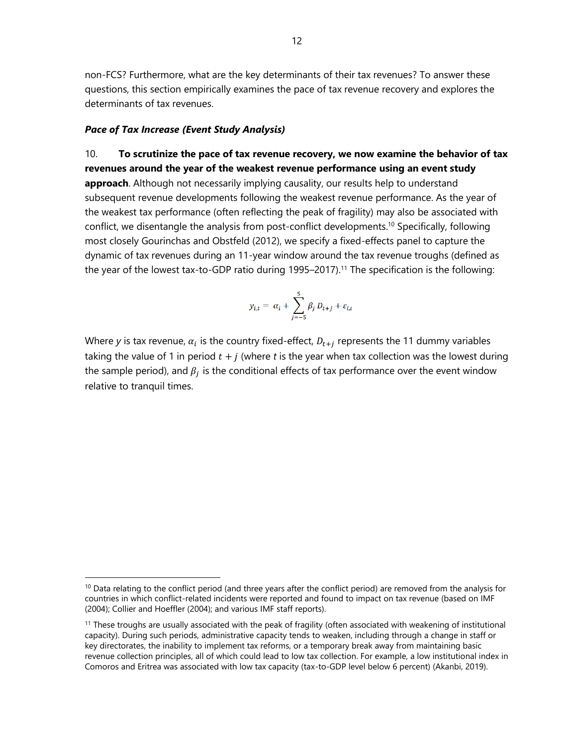non-FCS? Furthermore, what are the key determinants of their tax revenues? To answer these questions, this section empirically examines the pace of tax revenue recovery and explores the determinants of tax revenues.

### *Pace of Tax Increase (Event Study Analysis)*

10. **To scrutinize the pace of tax revenue recovery, we now examine the behavior of tax revenues around the year of the weakest revenue performance using an event study approach**. Although not necessarily implying causality, our results help to understand subsequent revenue developments following the weakest revenue performance. As the year of the weakest tax performance (often reflecting the peak of fragility) may also be associated with conflict, we disentangle the analysis from post-conflict developments.[10] Specifically, following most closely Gourinchas and Obstfeld (2012), we specify a fixed-effects panel to capture the dynamic of tax revenues during an 11-year window around the tax revenue troughs (defined as the year of the lowest tax-to-GDP ratio during 1995–2017).[11] The specification is the following:

$$y_{i,t} = \alpha_i + \sum_{j=-5}^{5} \beta_j D_{t+j} + \varepsilon_{i,t}$$

Where $y$ is tax revenue, $\alpha_i$ is the country fixed-effect, $D_{t+j}$ represents the 11 dummy variables taking the value of 1 in period $t + j$ (where $t$ is the year when tax collection was the lowest during the sample period), and $\beta_j$ is the conditional effects of tax performance over the event window relative to tranquil times.

[10] Data relating to the conflict period (and three years after the conflict period) are removed from the analysis for countries in which conflict-related incidents were reported and found to impact on tax revenue (based on IMF (2004); Collier and Hoeffler (2004); and various IMF staff reports).

[11] These troughs are usually associated with the peak of fragility (often associated with weakening of institutional capacity). During such periods, administrative capacity tends to weaken, including through a change in staff or key directorates, the inability to implement tax reforms, or a temporary break away from maintaining basic revenue collection principles, all of which could lead to low tax collection. For example, a low institutional index in Comoros and Eritrea was associated with low tax capacity (tax-to-GDP level below 6 percent) (Akanbi, 2019).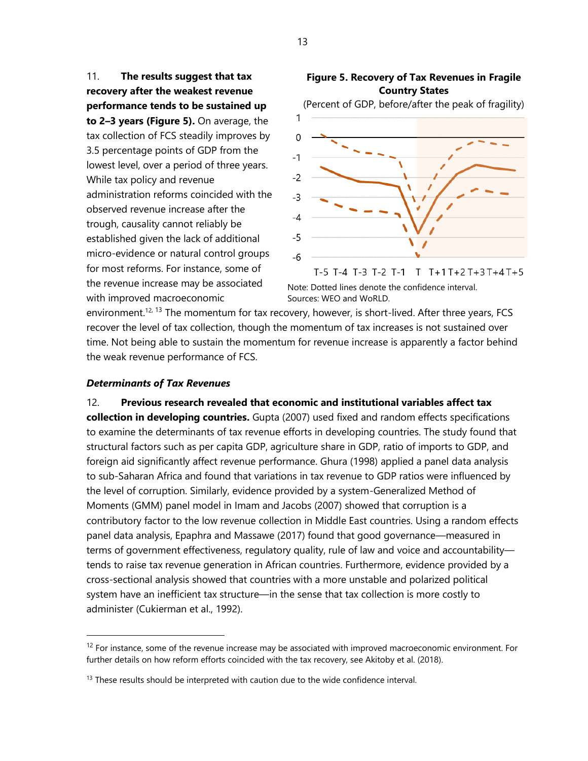11. **The results suggest that tax recovery after the weakest revenue performance tends to be sustained up to 2–3 years (Figure 5).** On average, the tax collection of FCS steadily improves by 3.5 percentage points of GDP from the lowest level, over a period of three years. While tax policy and revenue administration reforms coincided with the observed revenue increase after the trough, causality cannot reliably be established given the lack of additional micro-evidence or natural control groups for most reforms. For instance, some of the revenue increase may be associated with improved macroeconomic environment.[12, 13] The momentum for tax recovery, however, is short-lived. After three years, FCS recover the level of tax collection, though the momentum of tax increases is not sustained over time. Not being able to sustain the momentum for revenue increase is apparently a factor behind the weak revenue performance of FCS.

**Figure 5. Recovery of Tax Revenues in Fragile Country States**

(Percent of GDP, before/after the peak of fragility)

Note: Dotted lines denote the confidence interval.
Sources: WEO and WoRLD.

### *Determinants of Tax Revenues*

12. **Previous research revealed that economic and institutional variables affect tax collection in developing countries.** Gupta (2007) used fixed and random effects specifications to examine the determinants of tax revenue efforts in developing countries. The study found that structural factors such as per capita GDP, agriculture share in GDP, ratio of imports to GDP, and foreign aid significantly affect revenue performance. Ghura (1998) applied a panel data analysis to sub-Saharan Africa and found that variations in tax revenue to GDP ratios were influenced by the level of corruption. Similarly, evidence provided by a system-Generalized Method of Moments (GMM) panel model in Imam and Jacobs (2007) showed that corruption is a contributory factor to the low revenue collection in Middle East countries. Using a random effects panel data analysis, Epaphra and Massawe (2017) found that good governance—measured in terms of government effectiveness, regulatory quality, rule of law and voice and accountability—tends to raise tax revenue generation in African countries. Furthermore, evidence provided by a cross-sectional analysis showed that countries with a more unstable and polarized political system have an inefficient tax structure—in the sense that tax collection is more costly to administer (Cukierman et al., 1992).

---

[12] For instance, some of the revenue increase may be associated with improved macroeconomic environment. For further details on how reform efforts coincided with the tax recovery, see Akitoby et al. (2018).

[13] These results should be interpreted with caution due to the wide confidence interval.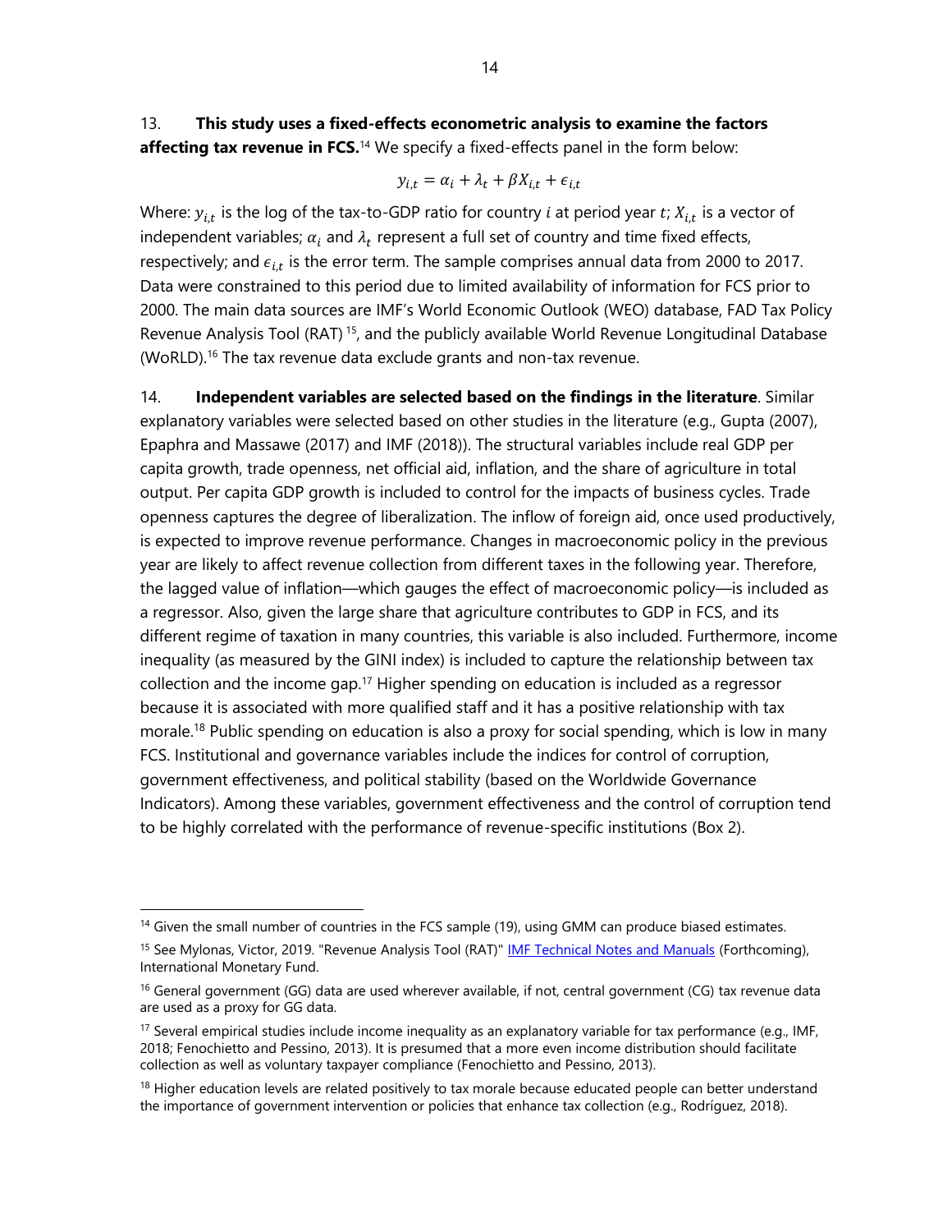13. **This study uses a fixed-effects econometric analysis to examine the factors affecting tax revenue in FCS.**[14] We specify a fixed-effects panel in the form below:

$$y_{i,t} = \alpha_i + \lambda_t + \beta X_{i,t} + \epsilon_{i,t}$$

Where: $y_{i,t}$ is the log of the tax-to-GDP ratio for country $i$ at period year $t$; $X_{i,t}$ is a vector of independent variables; $\alpha_i$ and $\lambda_t$ represent a full set of country and time fixed effects, respectively; and $\epsilon_{i,t}$ is the error term. The sample comprises annual data from 2000 to 2017. Data were constrained to this period due to limited availability of information for FCS prior to 2000. The main data sources are IMF's World Economic Outlook (WEO) database, FAD Tax Policy Revenue Analysis Tool (RAT)[15], and the publicly available World Revenue Longitudinal Database (WoRLD).[16] The tax revenue data exclude grants and non-tax revenue.

14. **Independent variables are selected based on the findings in the literature**. Similar explanatory variables were selected based on other studies in the literature (e.g., Gupta (2007), Epaphra and Massawe (2017) and IMF (2018)). The structural variables include real GDP per capita growth, trade openness, net official aid, inflation, and the share of agriculture in total output. Per capita GDP growth is included to control for the impacts of business cycles. Trade openness captures the degree of liberalization. The inflow of foreign aid, once used productively, is expected to improve revenue performance. Changes in macroeconomic policy in the previous year are likely to affect revenue collection from different taxes in the following year. Therefore, the lagged value of inflation—which gauges the effect of macroeconomic policy—is included as a regressor. Also, given the large share that agriculture contributes to GDP in FCS, and its different regime of taxation in many countries, this variable is also included. Furthermore, income inequality (as measured by the GINI index) is included to capture the relationship between tax collection and the income gap.[17] Higher spending on education is included as a regressor because it is associated with more qualified staff and it has a positive relationship with tax morale.[18] Public spending on education is also a proxy for social spending, which is low in many FCS. Institutional and governance variables include the indices for control of corruption, government effectiveness, and political stability (based on the Worldwide Governance Indicators). Among these variables, government effectiveness and the control of corruption tend to be highly correlated with the performance of revenue-specific institutions (Box 2).

---

[14] Given the small number of countries in the FCS sample (19), using GMM can produce biased estimates.

[15] See Mylonas, Victor, 2019. "Revenue Analysis Tool (RAT)" IMF Technical Notes and Manuals (Forthcoming), International Monetary Fund.

[16] General government (GG) data are used wherever available, if not, central government (CG) tax revenue data are used as a proxy for GG data.

[17] Several empirical studies include income inequality as an explanatory variable for tax performance (e.g., IMF, 2018; Fenochietto and Pessino, 2013). It is presumed that a more even income distribution should facilitate collection as well as voluntary taxpayer compliance (Fenochietto and Pessino, 2013).

[18] Higher education levels are related positively to tax morale because educated people can better understand the importance of government intervention or policies that enhance tax collection (e.g., Rodríguez, 2018).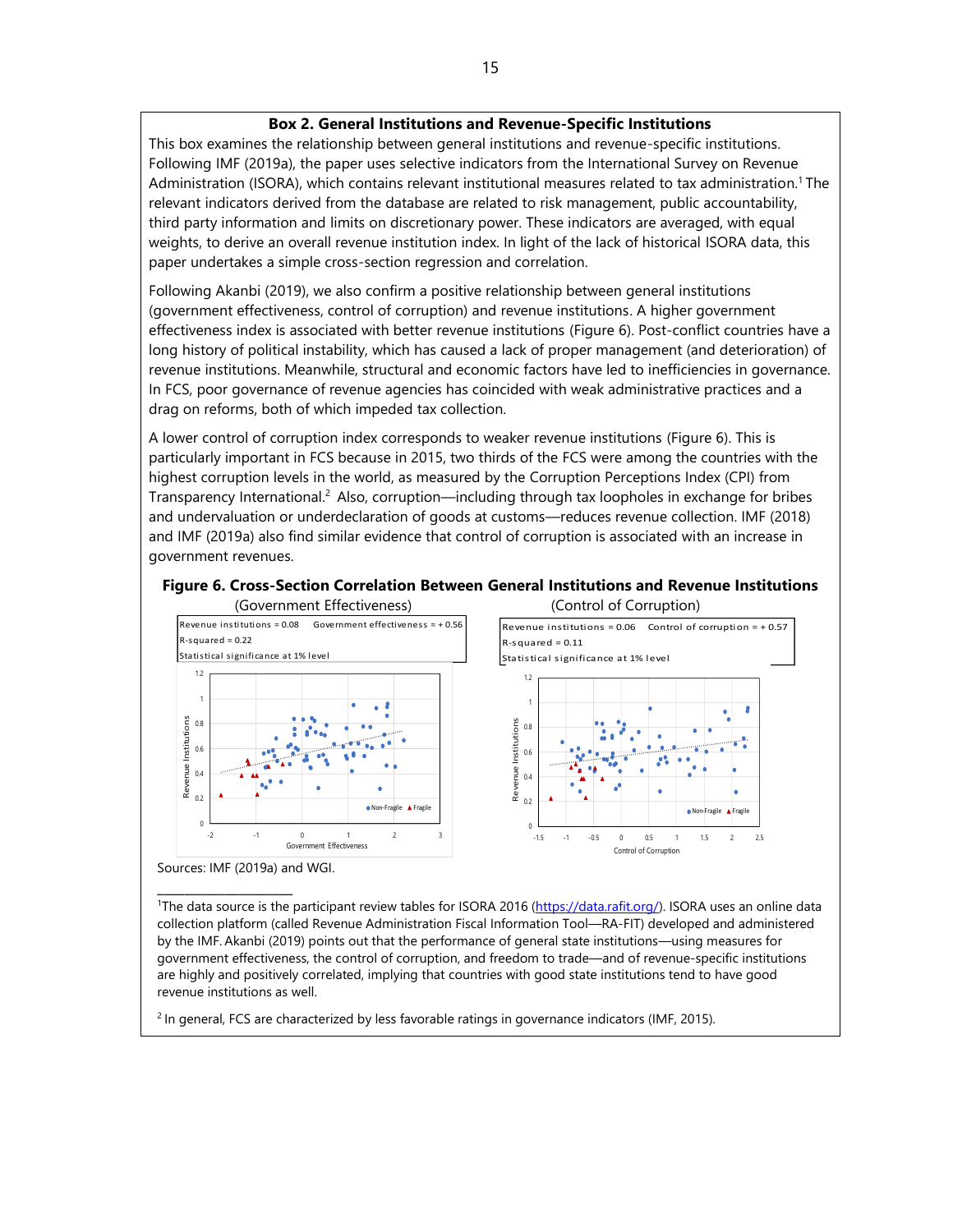### Box 2. General Institutions and Revenue-Specific Institutions

This box examines the relationship between general institutions and revenue-specific institutions. Following IMF (2019a), the paper uses selective indicators from the International Survey on Revenue Administration (ISORA), which contains relevant institutional measures related to tax administration.[1] The relevant indicators derived from the database are related to risk management, public accountability, third party information and limits on discretionary power. These indicators are averaged, with equal weights, to derive an overall revenue institution index. In light of the lack of historical ISORA data, this paper undertakes a simple cross-section regression and correlation.

Following Akanbi (2019), we also confirm a positive relationship between general institutions (government effectiveness, control of corruption) and revenue institutions. A higher government effectiveness index is associated with better revenue institutions (Figure 6). Post-conflict countries have a long history of political instability, which has caused a lack of proper management (and deterioration) of revenue institutions. Meanwhile, structural and economic factors have led to inefficiencies in governance. In FCS, poor governance of revenue agencies has coincided with weak administrative practices and a drag on reforms, both of which impeded tax collection.

A lower control of corruption index corresponds to weaker revenue institutions (Figure 6). This is particularly important in FCS because in 2015, two thirds of the FCS were among the countries with the highest corruption levels in the world, as measured by the Corruption Perceptions Index (CPI) from Transparency International.[2] Also, corruption—including through tax loopholes in exchange for bribes and undervaluation or underdeclaration of goods at customs—reduces revenue collection. IMF (2018) and IMF (2019a) also find similar evidence that control of corruption is associated with an increase in government revenues.

**Figure 6. Cross-Section Correlation Between General Institutions and Revenue Institutions**

(Government Effectiveness)

Revenue institutions = 0.08 Government effectiveness = + 0.56
R-squared = 0.22
Statistical significance at 1% level

(Control of Corruption)

Revenue institutions = 0.06 Control of corruption = + 0.57
R-squared = 0.11
Statistical significance at 1% level

Sources: IMF (2019a) and WGI.

---

[1]The data source is the participant review tables for ISORA 2016 (https://data.rafit.org/). ISORA uses an online data collection platform (called Revenue Administration Fiscal Information Tool—RA-FIT) developed and administered by the IMF. Akanbi (2019) points out that the performance of general state institutions—using measures for government effectiveness, the control of corruption, and freedom to trade—and of revenue-specific institutions are highly and positively correlated, implying that countries with good state institutions tend to have good revenue institutions as well.

[2] In general, FCS are characterized by less favorable ratings in governance indicators (IMF, 2015).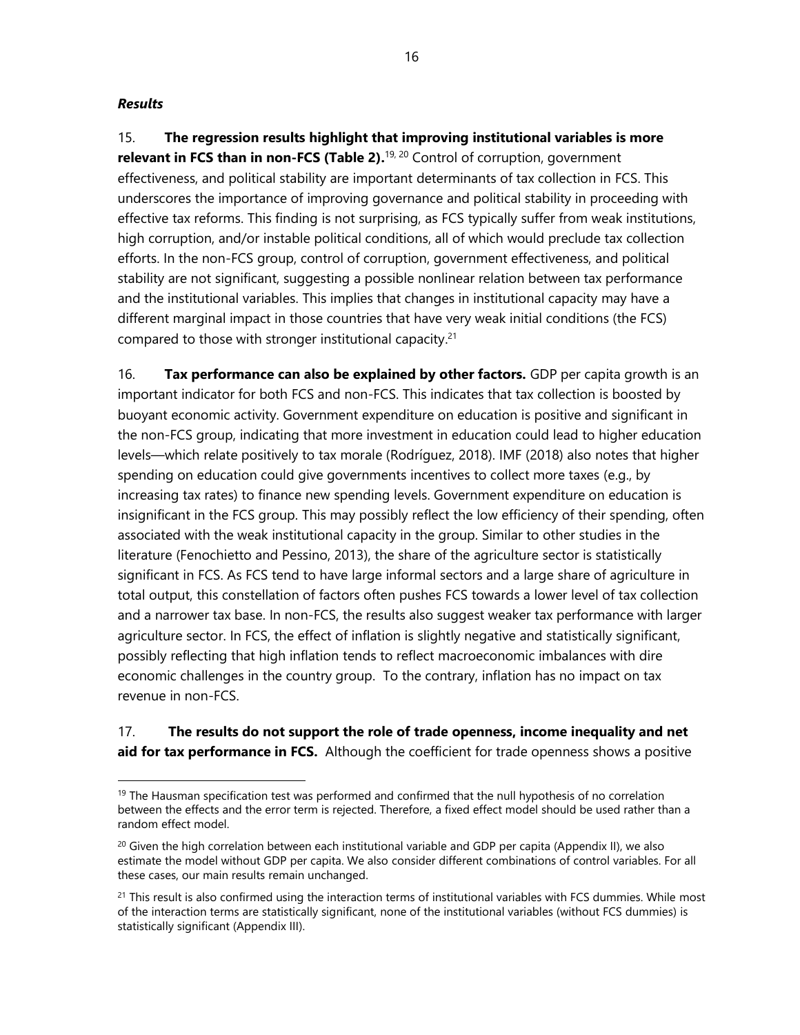### *Results*

15. **The regression results highlight that improving institutional variables is more relevant in FCS than in non-FCS (Table 2).**[19, 20] Control of corruption, government effectiveness, and political stability are important determinants of tax collection in FCS. This underscores the importance of improving governance and political stability in proceeding with effective tax reforms. This finding is not surprising, as FCS typically suffer from weak institutions, high corruption, and/or instable political conditions, all of which would preclude tax collection efforts. In the non-FCS group, control of corruption, government effectiveness, and political stability are not significant, suggesting a possible nonlinear relation between tax performance and the institutional variables. This implies that changes in institutional capacity may have a different marginal impact in those countries that have very weak initial conditions (the FCS) compared to those with stronger institutional capacity.[21]

16. **Tax performance can also be explained by other factors.** GDP per capita growth is an important indicator for both FCS and non-FCS. This indicates that tax collection is boosted by buoyant economic activity. Government expenditure on education is positive and significant in the non-FCS group, indicating that more investment in education could lead to higher education levels—which relate positively to tax morale (Rodríguez, 2018). IMF (2018) also notes that higher spending on education could give governments incentives to collect more taxes (e.g., by increasing tax rates) to finance new spending levels. Government expenditure on education is insignificant in the FCS group. This may possibly reflect the low efficiency of their spending, often associated with the weak institutional capacity in the group. Similar to other studies in the literature (Fenochietto and Pessino, 2013), the share of the agriculture sector is statistically significant in FCS. As FCS tend to have large informal sectors and a large share of agriculture in total output, this constellation of factors often pushes FCS towards a lower level of tax collection and a narrower tax base. In non-FCS, the results also suggest weaker tax performance with larger agriculture sector. In FCS, the effect of inflation is slightly negative and statistically significant, possibly reflecting that high inflation tends to reflect macroeconomic imbalances with dire economic challenges in the country group. To the contrary, inflation has no impact on tax revenue in non-FCS.

17. **The results do not support the role of trade openness, income inequality and net aid for tax performance in FCS.** Although the coefficient for trade openness shows a positive

---

[19] The Hausman specification test was performed and confirmed that the null hypothesis of no correlation between the effects and the error term is rejected. Therefore, a fixed effect model should be used rather than a random effect model.

[20] Given the high correlation between each institutional variable and GDP per capita (Appendix II), we also estimate the model without GDP per capita. We also consider different combinations of control variables. For all these cases, our main results remain unchanged.

[21] This result is also confirmed using the interaction terms of institutional variables with FCS dummies. While most of the interaction terms are statistically significant, none of the institutional variables (without FCS dummies) is statistically significant (Appendix III).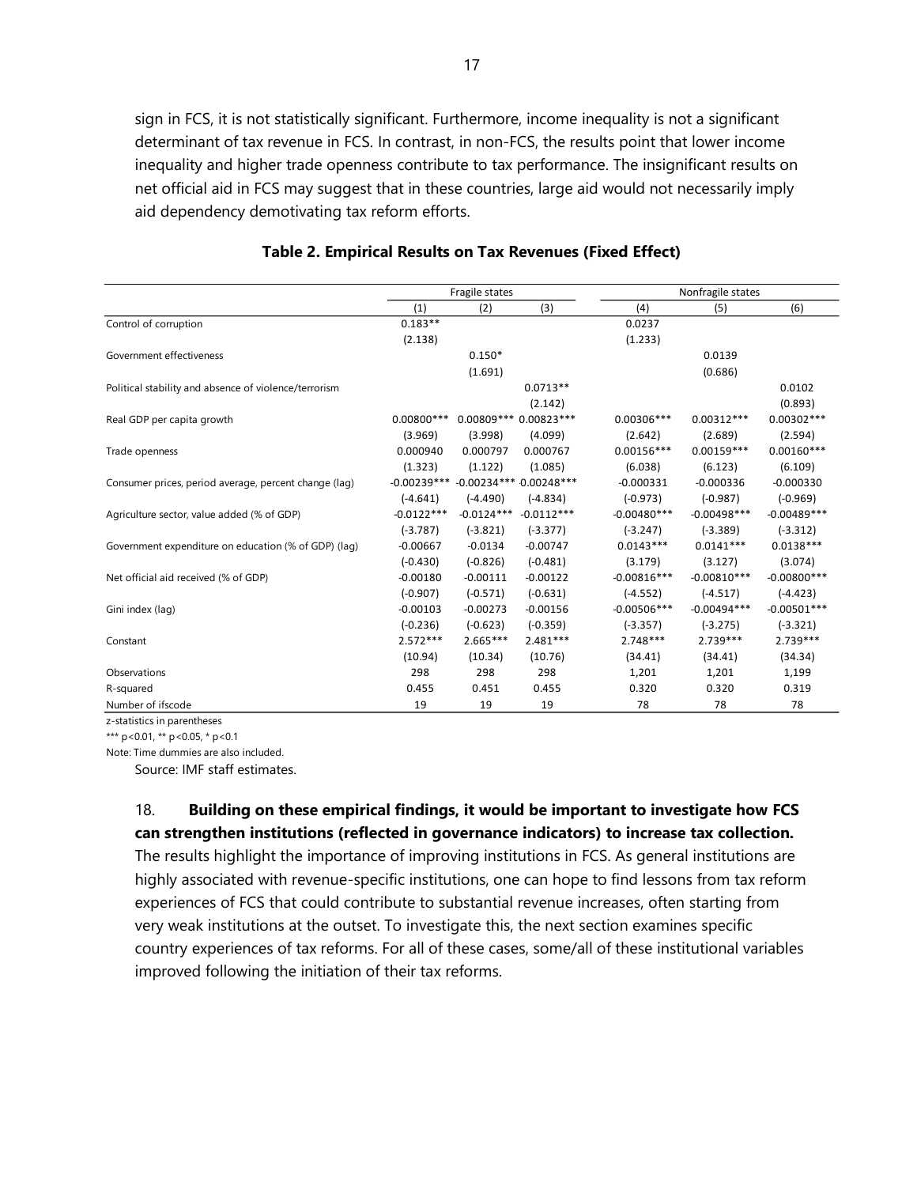sign in FCS, it is not statistically significant. Furthermore, income inequality is not a significant determinant of tax revenue in FCS. In contrast, in non-FCS, the results point that lower income inequality and higher trade openness contribute to tax performance. The insignificant results on net official aid in FCS may suggest that in these countries, large aid would not necessarily imply aid dependency demotivating tax reform efforts.

**Table 2. Empirical Results on Tax Revenues (Fixed Effect)**

| | Fragile states | | | Nonfragile states | | |
|---|---|---|---|---|---|---|
| | (1) | (2) | (3) | (4) | (5) | (6) |
| Control of corruption | 0.183** | | | 0.0237 | | |
| | (2.138) | | | (1.233) | | |
| Government effectiveness | | 0.150* | | | 0.0139 | |
| | | (1.691) | | | (0.686) | |
| Political stability and absence of violence/terrorism | | | 0.0713** | | | 0.0102 |
| | | | (2.142) | | | (0.893) |
| Real GDP per capita growth | 0.00800*** | 0.00809*** | 0.00823*** | 0.00306*** | 0.00312*** | 0.00302*** |
| | (3.969) | (3.998) | (4.099) | (2.642) | (2.689) | (2.594) |
| Trade openness | 0.000940 | 0.000797 | 0.000767 | 0.00156*** | 0.00159*** | 0.00160*** |
| | (1.323) | (1.122) | (1.085) | (6.038) | (6.123) | (6.109) |
| Consumer prices, period average, percent change (lag) | -0.00239*** | -0.00234*** | -0.00248*** | -0.000331 | -0.000336 | -0.000330 |
| | (-4.641) | (-4.490) | (-4.834) | (-0.973) | (-0.987) | (-0.969) |
| Agriculture sector, value added (% of GDP) | -0.0122*** | -0.0124*** | -0.0112*** | -0.00480*** | -0.00498*** | -0.00489*** |
| | (-3.787) | (-3.821) | (-3.377) | (-3.247) | (-3.389) | (-3.312) |
| Government expenditure on education (% of GDP) (lag) | -0.00667 | -0.0134 | -0.00747 | 0.0143*** | 0.0141*** | 0.0138*** |
| | (-0.430) | (-0.826) | (-0.481) | (3.179) | (3.127) | (3.074) |
| Net official aid received (% of GDP) | -0.00180 | -0.00111 | -0.00122 | -0.00816*** | -0.00810*** | -0.00800*** |
| | (-0.907) | (-0.571) | (-0.631) | (-4.552) | (-4.517) | (-4.423) |
| Gini index (lag) | -0.00103 | -0.00273 | -0.00156 | -0.00506*** | -0.00494*** | -0.00501*** |
| | (-0.236) | (-0.623) | (-0.359) | (-3.357) | (-3.275) | (-3.321) |
| Constant | 2.572*** | 2.665*** | 2.481*** | 2.748*** | 2.739*** | 2.739*** |
| | (10.94) | (10.34) | (10.76) | (34.41) | (34.41) | (34.34) |
| Observations | 298 | 298 | 298 | 1,201 | 1,201 | 1,199 |
| R-squared | 0.455 | 0.451 | 0.455 | 0.320 | 0.320 | 0.319 |
| Number of ifscode | 19 | 19 | 19 | 78 | 78 | 78 |

z-statistics in parentheses

*** p<0.01, ** p<0.05, * p<0.1

Note: Time dummies are also included.

Source: IMF staff estimates.

18. **Building on these empirical findings, it would be important to investigate how FCS can strengthen institutions (reflected in governance indicators) to increase tax collection.** The results highlight the importance of improving institutions in FCS. As general institutions are highly associated with revenue-specific institutions, one can hope to find lessons from tax reform experiences of FCS that could contribute to substantial revenue increases, often starting from very weak institutions at the outset. To investigate this, the next section examines specific country experiences of tax reforms. For all of these cases, some/all of these institutional variables improved following the initiation of their tax reforms.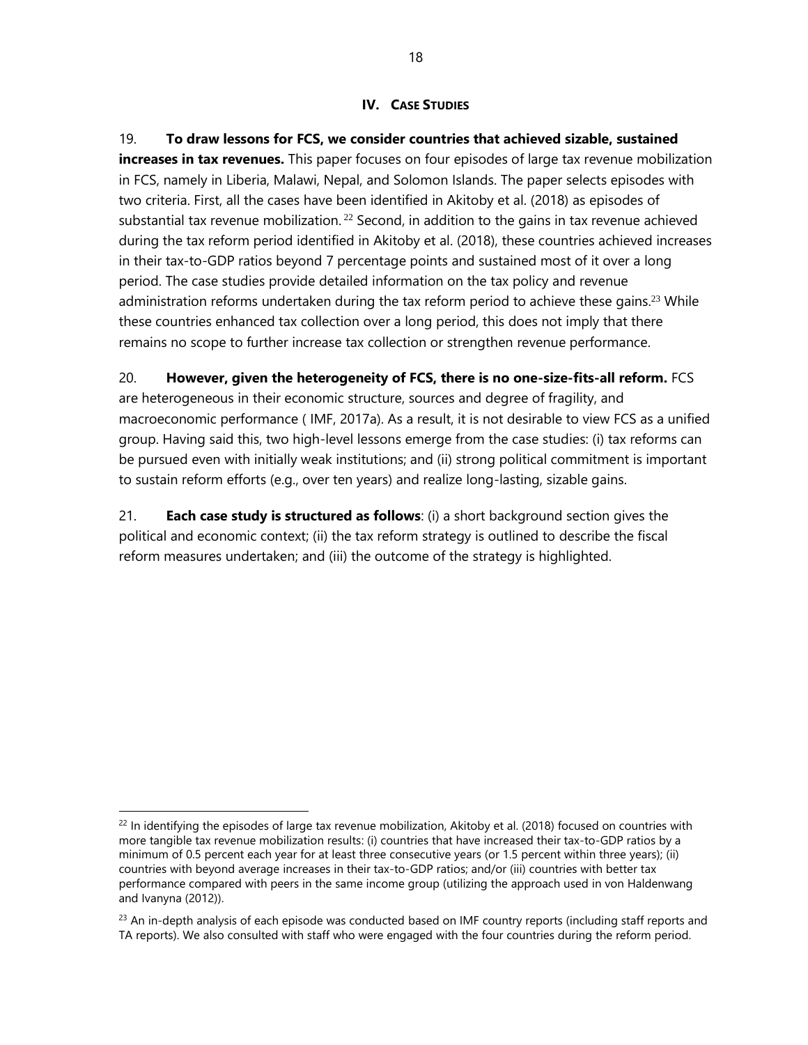## IV. CASE STUDIES

19. **To draw lessons for FCS, we consider countries that achieved sizable, sustained increases in tax revenues.** This paper focuses on four episodes of large tax revenue mobilization in FCS, namely in Liberia, Malawi, Nepal, and Solomon Islands. The paper selects episodes with two criteria. First, all the cases have been identified in Akitoby et al. (2018) as episodes of substantial tax revenue mobilization.[22] Second, in addition to the gains in tax revenue achieved during the tax reform period identified in Akitoby et al. (2018), these countries achieved increases in their tax-to-GDP ratios beyond 7 percentage points and sustained most of it over a long period. The case studies provide detailed information on the tax policy and revenue administration reforms undertaken during the tax reform period to achieve these gains.[23] While these countries enhanced tax collection over a long period, this does not imply that there remains no scope to further increase tax collection or strengthen revenue performance.

20. **However, given the heterogeneity of FCS, there is no one-size-fits-all reform.** FCS are heterogeneous in their economic structure, sources and degree of fragility, and macroeconomic performance ( IMF, 2017a). As a result, it is not desirable to view FCS as a unified group. Having said this, two high-level lessons emerge from the case studies: (i) tax reforms can be pursued even with initially weak institutions; and (ii) strong political commitment is important to sustain reform efforts (e.g., over ten years) and realize long-lasting, sizable gains.

21. **Each case study is structured as follows**: (i) a short background section gives the political and economic context; (ii) the tax reform strategy is outlined to describe the fiscal reform measures undertaken; and (iii) the outcome of the strategy is highlighted.

---

[22] In identifying the episodes of large tax revenue mobilization, Akitoby et al. (2018) focused on countries with more tangible tax revenue mobilization results: (i) countries that have increased their tax-to-GDP ratios by a minimum of 0.5 percent each year for at least three consecutive years (or 1.5 percent within three years); (ii) countries with beyond average increases in their tax-to-GDP ratios; and/or (iii) countries with better tax performance compared with peers in the same income group (utilizing the approach used in von Haldenwang and Ivanyna (2012)).

[23] An in-depth analysis of each episode was conducted based on IMF country reports (including staff reports and TA reports). We also consulted with staff who were engaged with the four countries during the reform period.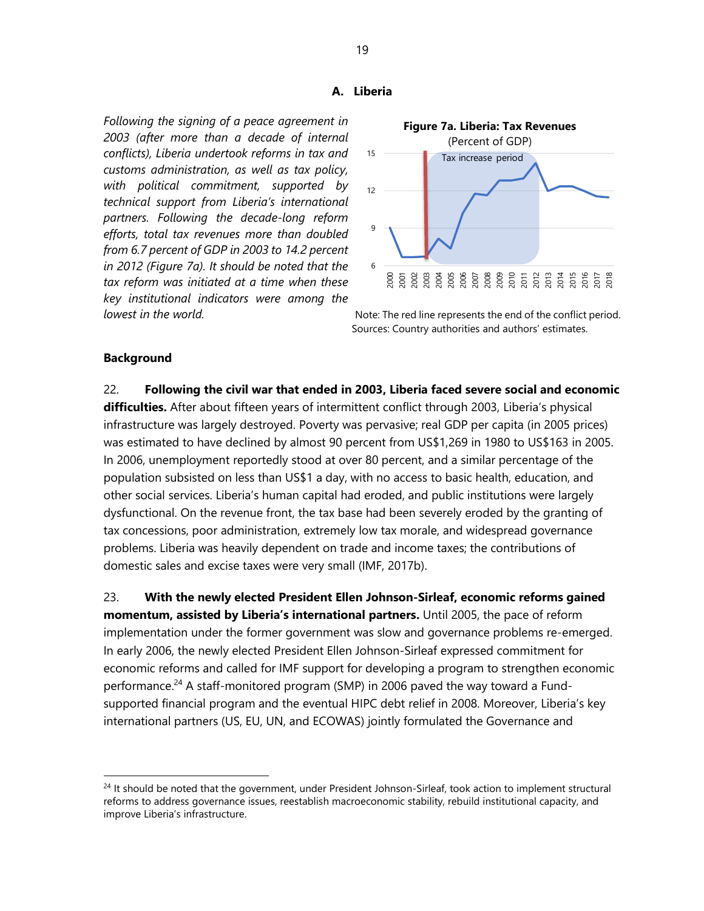### A. Liberia

*Following the signing of a peace agreement in 2003 (after more than a decade of internal conflicts), Liberia undertook reforms in tax and customs administration, as well as tax policy, with political commitment, supported by technical support from Liberia's international partners. Following the decade-long reform efforts, total tax revenues more than doubled from 6.7 percent of GDP in 2003 to 14.2 percent in 2012 (Figure 7a). It should be noted that the tax reform was initiated at a time when these key institutional indicators were among the lowest in the world.*

**Figure 7a. Liberia: Tax Revenues**
(Percent of GDP)

Note: The red line represents the end of the conflict period.
Sources: Country authorities and authors' estimates.

**Background**

22. **Following the civil war that ended in 2003, Liberia faced severe social and economic difficulties.** After about fifteen years of intermittent conflict through 2003, Liberia's physical infrastructure was largely destroyed. Poverty was pervasive; real GDP per capita (in 2005 prices) was estimated to have declined by almost 90 percent from US$1,269 in 1980 to US$163 in 2005. In 2006, unemployment reportedly stood at over 80 percent, and a similar percentage of the population subsisted on less than US$1 a day, with no access to basic health, education, and other social services. Liberia's human capital had eroded, and public institutions were largely dysfunctional. On the revenue front, the tax base had been severely eroded by the granting of tax concessions, poor administration, extremely low tax morale, and widespread governance problems. Liberia was heavily dependent on trade and income taxes; the contributions of domestic sales and excise taxes were very small (IMF, 2017b).

23. **With the newly elected President Ellen Johnson-Sirleaf, economic reforms gained momentum, assisted by Liberia's international partners.** Until 2005, the pace of reform implementation under the former government was slow and governance problems re-emerged. In early 2006, the newly elected President Ellen Johnson-Sirleaf expressed commitment for economic reforms and called for IMF support for developing a program to strengthen economic performance.[24] A staff-monitored program (SMP) in 2006 paved the way toward a Fund-supported financial program and the eventual HIPC debt relief in 2008. Moreover, Liberia's key international partners (US, EU, UN, and ECOWAS) jointly formulated the Governance and

[24] It should be noted that the government, under President Johnson-Sirleaf, took action to implement structural reforms to address governance issues, reestablish macroeconomic stability, rebuild institutional capacity, and improve Liberia's infrastructure.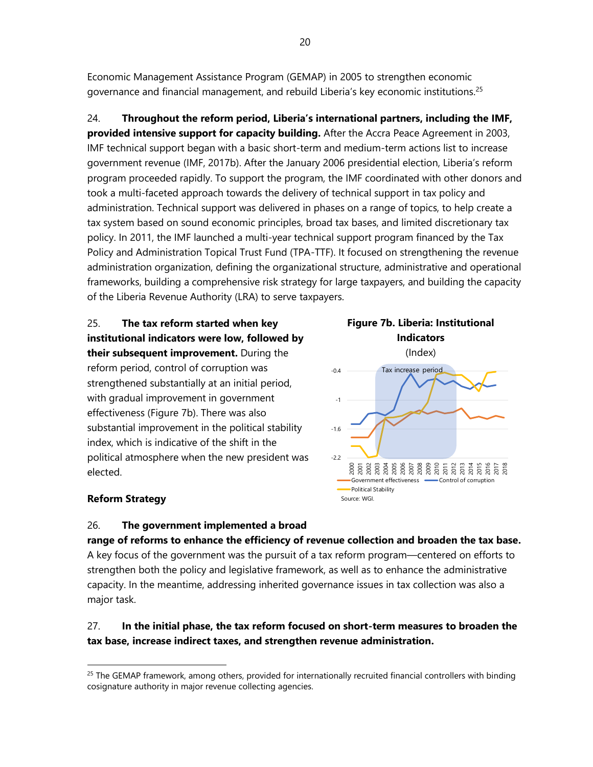Economic Management Assistance Program (GEMAP) in 2005 to strengthen economic governance and financial management, and rebuild Liberia's key economic institutions.[25]

24. **Throughout the reform period, Liberia's international partners, including the IMF, provided intensive support for capacity building.** After the Accra Peace Agreement in 2003, IMF technical support began with a basic short-term and medium-term actions list to increase government revenue (IMF, 2017b). After the January 2006 presidential election, Liberia's reform program proceeded rapidly. To support the program, the IMF coordinated with other donors and took a multi-faceted approach towards the delivery of technical support in tax policy and administration. Technical support was delivered in phases on a range of topics, to help create a tax system based on sound economic principles, broad tax bases, and limited discretionary tax policy. In 2011, the IMF launched a multi-year technical support program financed by the Tax Policy and Administration Topical Trust Fund (TPA-TTF). It focused on strengthening the revenue administration organization, defining the organizational structure, administrative and operational frameworks, building a comprehensive risk strategy for large taxpayers, and building the capacity of the Liberia Revenue Authority (LRA) to serve taxpayers.

25. **The tax reform started when key institutional indicators were low, followed by their subsequent improvement.** During the reform period, control of corruption was strengthened substantially at an initial period, with gradual improvement in government effectiveness (Figure 7b). There was also substantial improvement in the political stability index, which is indicative of the shift in the political atmosphere when the new president was elected.

**Figure 7b. Liberia: Institutional Indicators**

(Index)

Source: WGI.

### Reform Strategy

26. **The government implemented a broad range of reforms to enhance the efficiency of revenue collection and broaden the tax base.** A key focus of the government was the pursuit of a tax reform program—centered on efforts to strengthen both the policy and legislative framework, as well as to enhance the administrative capacity. In the meantime, addressing inherited governance issues in tax collection was also a major task.

27. **In the initial phase, the tax reform focused on short-term measures to broaden the tax base, increase indirect taxes, and strengthen revenue administration.**

---

[25] The GEMAP framework, among others, provided for internationally recruited financial controllers with binding cosignature authority in major revenue collecting agencies.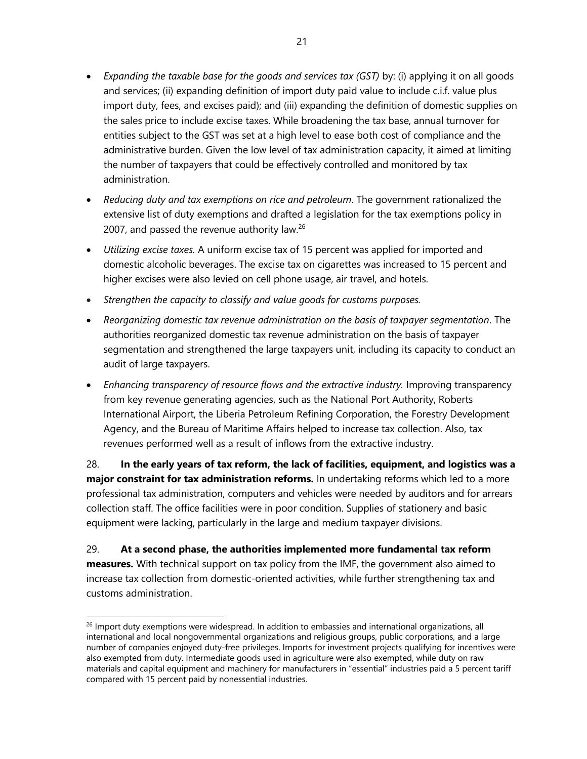- *Expanding the taxable base for the goods and services tax (GST)* by: (i) applying it on all goods and services; (ii) expanding definition of import duty paid value to include c.i.f. value plus import duty, fees, and excises paid); and (iii) expanding the definition of domestic supplies on the sales price to include excise taxes. While broadening the tax base, annual turnover for entities subject to the GST was set at a high level to ease both cost of compliance and the administrative burden. Given the low level of tax administration capacity, it aimed at limiting the number of taxpayers that could be effectively controlled and monitored by tax administration.
- *Reducing duty and tax exemptions on rice and petroleum*. The government rationalized the extensive list of duty exemptions and drafted a legislation for the tax exemptions policy in 2007, and passed the revenue authority law.[26]
- *Utilizing excise taxes.* A uniform excise tax of 15 percent was applied for imported and domestic alcoholic beverages. The excise tax on cigarettes was increased to 15 percent and higher excises were also levied on cell phone usage, air travel, and hotels.
- *Strengthen the capacity to classify and value goods for customs purposes.*
- *Reorganizing domestic tax revenue administration on the basis of taxpayer segmentation*. The authorities reorganized domestic tax revenue administration on the basis of taxpayer segmentation and strengthened the large taxpayers unit, including its capacity to conduct an audit of large taxpayers.
- *Enhancing transparency of resource flows and the extractive industry.* Improving transparency from key revenue generating agencies, such as the National Port Authority, Roberts International Airport, the Liberia Petroleum Refining Corporation, the Forestry Development Agency, and the Bureau of Maritime Affairs helped to increase tax collection. Also, tax revenues performed well as a result of inflows from the extractive industry.

28. **In the early years of tax reform, the lack of facilities, equipment, and logistics was a major constraint for tax administration reforms.** In undertaking reforms which led to a more professional tax administration, computers and vehicles were needed by auditors and for arrears collection staff. The office facilities were in poor condition. Supplies of stationery and basic equipment were lacking, particularly in the large and medium taxpayer divisions.

29. **At a second phase, the authorities implemented more fundamental tax reform measures.** With technical support on tax policy from the IMF, the government also aimed to increase tax collection from domestic-oriented activities, while further strengthening tax and customs administration.

[26] Import duty exemptions were widespread. In addition to embassies and international organizations, all international and local nongovernmental organizations and religious groups, public corporations, and a large number of companies enjoyed duty-free privileges. Imports for investment projects qualifying for incentives were also exempted from duty. Intermediate goods used in agriculture were also exempted, while duty on raw materials and capital equipment and machinery for manufacturers in "essential" industries paid a 5 percent tariff compared with 15 percent paid by nonessential industries.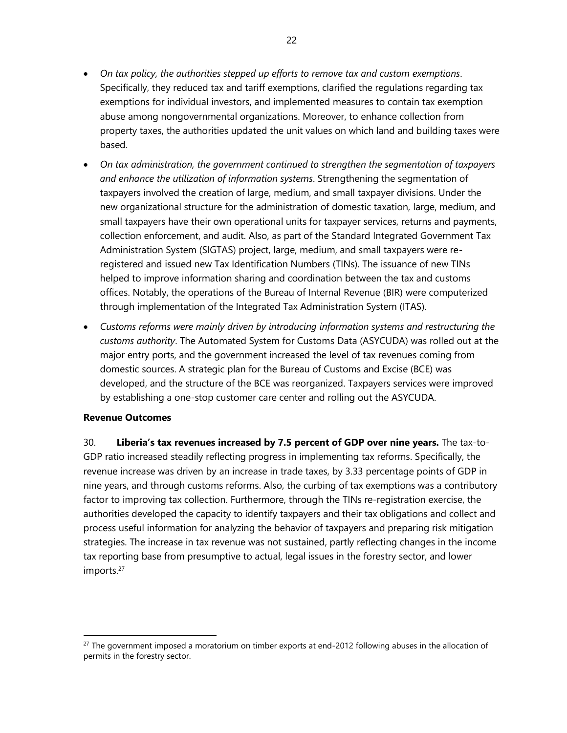- *On tax policy, the authorities stepped up efforts to remove tax and custom exemptions*. Specifically, they reduced tax and tariff exemptions, clarified the regulations regarding tax exemptions for individual investors, and implemented measures to contain tax exemption abuse among nongovernmental organizations. Moreover, to enhance collection from property taxes, the authorities updated the unit values on which land and building taxes were based.

- *On tax administration, the government continued to strengthen the segmentation of taxpayers and enhance the utilization of information systems*. Strengthening the segmentation of taxpayers involved the creation of large, medium, and small taxpayer divisions. Under the new organizational structure for the administration of domestic taxation, large, medium, and small taxpayers have their own operational units for taxpayer services, returns and payments, collection enforcement, and audit. Also, as part of the Standard Integrated Government Tax Administration System (SIGTAS) project, large, medium, and small taxpayers were re-registered and issued new Tax Identification Numbers (TINs). The issuance of new TINs helped to improve information sharing and coordination between the tax and customs offices. Notably, the operations of the Bureau of Internal Revenue (BIR) were computerized through implementation of the Integrated Tax Administration System (ITAS).

- *Customs reforms were mainly driven by introducing information systems and restructuring the customs authority*. The Automated System for Customs Data (ASYCUDA) was rolled out at the major entry ports, and the government increased the level of tax revenues coming from domestic sources. A strategic plan for the Bureau of Customs and Excise (BCE) was developed, and the structure of the BCE was reorganized. Taxpayers services were improved by establishing a one-stop customer care center and rolling out the ASYCUDA.

**Revenue Outcomes**

30. **Liberia's tax revenues increased by 7.5 percent of GDP over nine years.** The tax-to-GDP ratio increased steadily reflecting progress in implementing tax reforms. Specifically, the revenue increase was driven by an increase in trade taxes, by 3.33 percentage points of GDP in nine years, and through customs reforms. Also, the curbing of tax exemptions was a contributory factor to improving tax collection. Furthermore, through the TINs re-registration exercise, the authorities developed the capacity to identify taxpayers and their tax obligations and collect and process useful information for analyzing the behavior of taxpayers and preparing risk mitigation strategies. The increase in tax revenue was not sustained, partly reflecting changes in the income tax reporting base from presumptive to actual, legal issues in the forestry sector, and lower imports.[27]

[27] The government imposed a moratorium on timber exports at end-2012 following abuses in the allocation of permits in the forestry sector.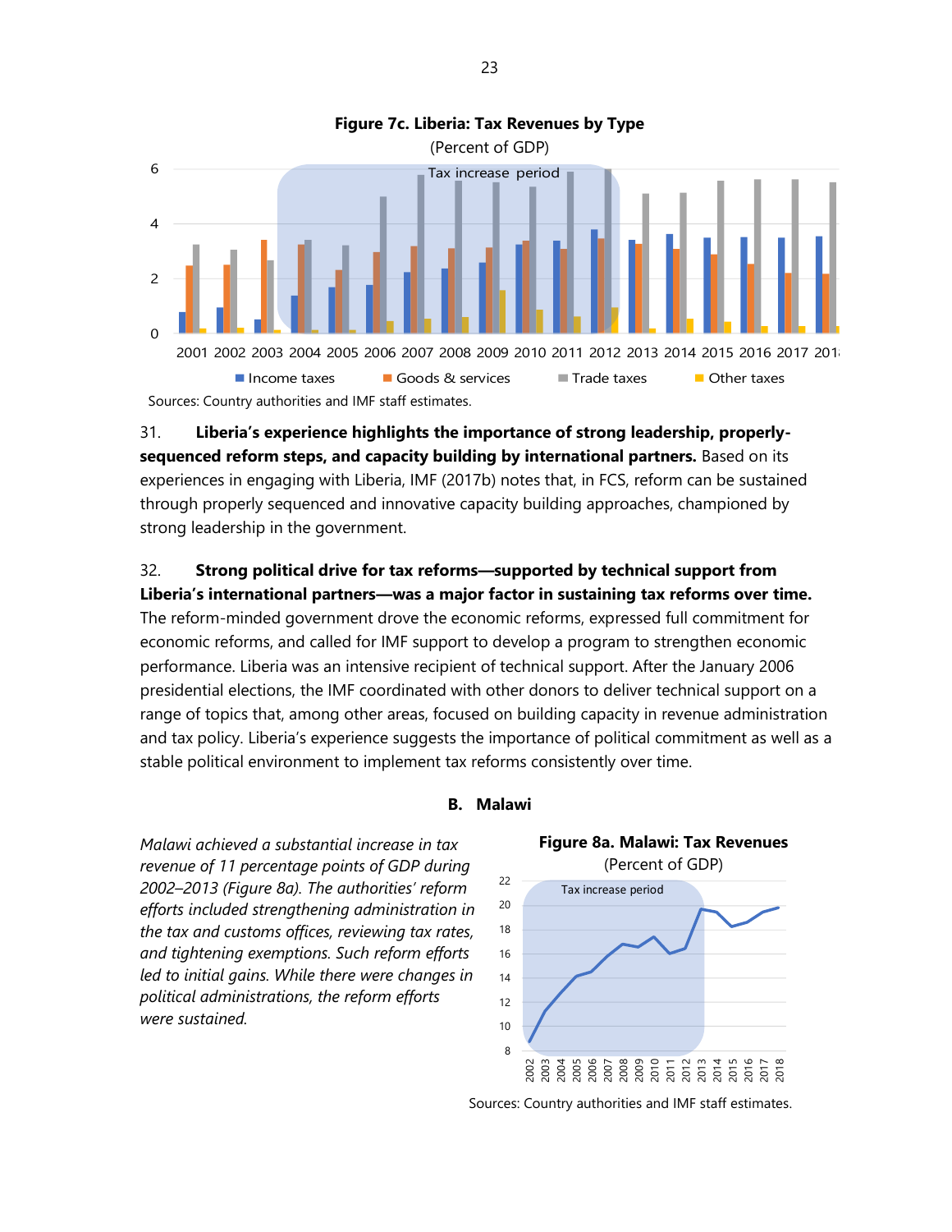**Figure 7c. Liberia: Tax Revenues by Type**

(Percent of GDP)

Sources: Country authorities and IMF staff estimates.

31. **Liberia's experience highlights the importance of strong leadership, properly-sequenced reform steps, and capacity building by international partners.** Based on its experiences in engaging with Liberia, IMF (2017b) notes that, in FCS, reform can be sustained through properly sequenced and innovative capacity building approaches, championed by strong leadership in the government.

32. **Strong political drive for tax reforms—supported by technical support from Liberia's international partners—was a major factor in sustaining tax reforms over time.** The reform-minded government drove the economic reforms, expressed full commitment for economic reforms, and called for IMF support to develop a program to strengthen economic performance. Liberia was an intensive recipient of technical support. After the January 2006 presidential elections, the IMF coordinated with other donors to deliver technical support on a range of topics that, among other areas, focused on building capacity in revenue administration and tax policy. Liberia's experience suggests the importance of political commitment as well as a stable political environment to implement tax reforms consistently over time.

## B. Malawi

*Malawi achieved a substantial increase in tax revenue of 11 percentage points of GDP during 2002–2013 (Figure 8a). The authorities' reform efforts included strengthening administration in the tax and customs offices, reviewing tax rates, and tightening exemptions. Such reform efforts led to initial gains. While there were changes in political administrations, the reform efforts were sustained.*

**Figure 8a. Malawi: Tax Revenues**

(Percent of GDP)

Sources: Country authorities and IMF staff estimates.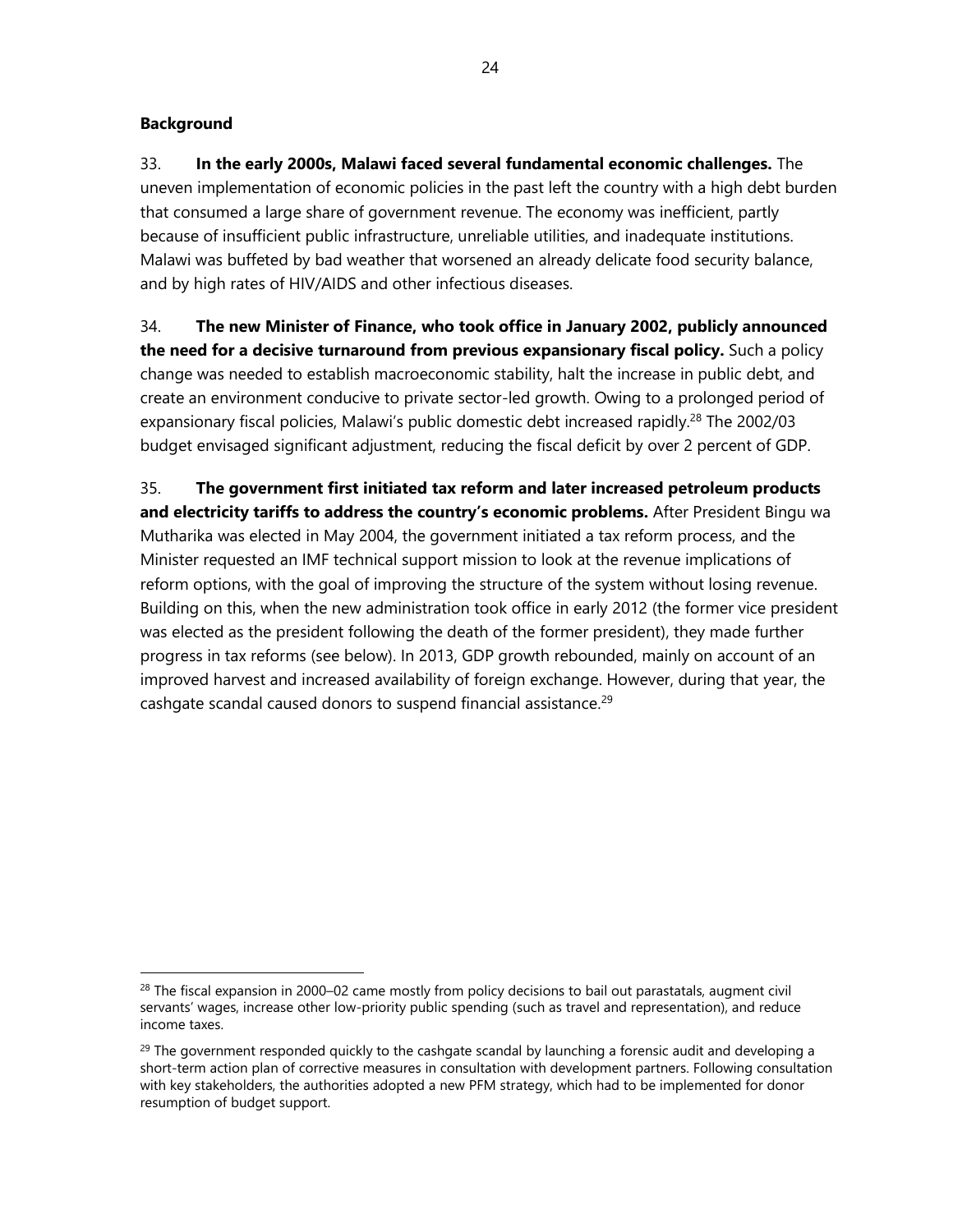**Background**

33. **In the early 2000s, Malawi faced several fundamental economic challenges.** The uneven implementation of economic policies in the past left the country with a high debt burden that consumed a large share of government revenue. The economy was inefficient, partly because of insufficient public infrastructure, unreliable utilities, and inadequate institutions. Malawi was buffeted by bad weather that worsened an already delicate food security balance, and by high rates of HIV/AIDS and other infectious diseases.

34. **The new Minister of Finance, who took office in January 2002, publicly announced the need for a decisive turnaround from previous expansionary fiscal policy.** Such a policy change was needed to establish macroeconomic stability, halt the increase in public debt, and create an environment conducive to private sector-led growth. Owing to a prolonged period of expansionary fiscal policies, Malawi's public domestic debt increased rapidly.[28] The 2002/03 budget envisaged significant adjustment, reducing the fiscal deficit by over 2 percent of GDP.

35. **The government first initiated tax reform and later increased petroleum products and electricity tariffs to address the country's economic problems.** After President Bingu wa Mutharika was elected in May 2004, the government initiated a tax reform process, and the Minister requested an IMF technical support mission to look at the revenue implications of reform options, with the goal of improving the structure of the system without losing revenue. Building on this, when the new administration took office in early 2012 (the former vice president was elected as the president following the death of the former president), they made further progress in tax reforms (see below). In 2013, GDP growth rebounded, mainly on account of an improved harvest and increased availability of foreign exchange. However, during that year, the cashgate scandal caused donors to suspend financial assistance.[29]

---

[28] The fiscal expansion in 2000–02 came mostly from policy decisions to bail out parastatals, augment civil servants' wages, increase other low-priority public spending (such as travel and representation), and reduce income taxes.

[29] The government responded quickly to the cashgate scandal by launching a forensic audit and developing a short-term action plan of corrective measures in consultation with development partners. Following consultation with key stakeholders, the authorities adopted a new PFM strategy, which had to be implemented for donor resumption of budget support.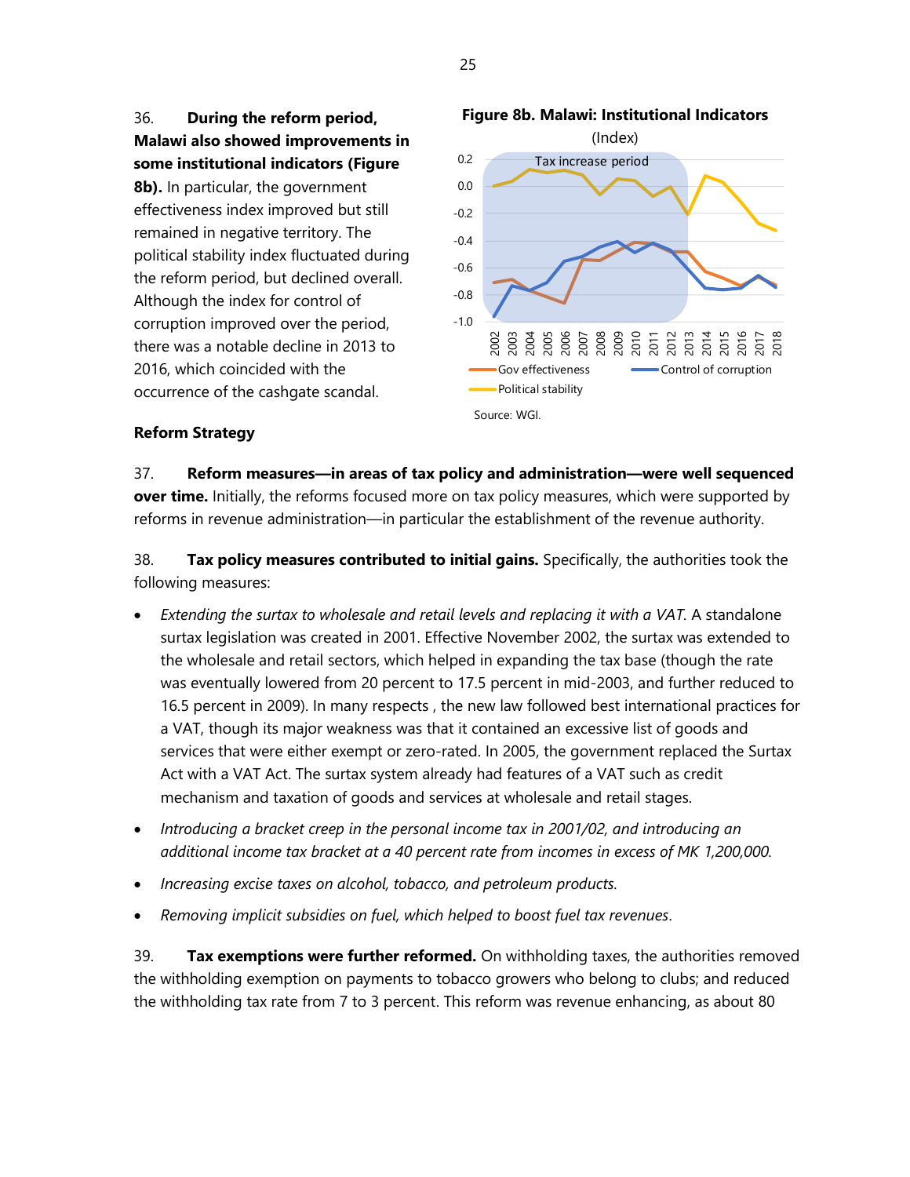36. **During the reform period, Malawi also showed improvements in some institutional indicators (Figure 8b).** In particular, the government effectiveness index improved but still remained in negative territory. The political stability index fluctuated during the reform period, but declined overall. Although the index for control of corruption improved over the period, there was a notable decline in 2013 to 2016, which coincided with the occurrence of the cashgate scandal.

**Figure 8b. Malawi: Institutional Indicators**

(Index)

Source: WGI.

### Reform Strategy

37. **Reform measures—in areas of tax policy and administration—were well sequenced over time.** Initially, the reforms focused more on tax policy measures, which were supported by reforms in revenue administration—in particular the establishment of the revenue authority.

38. **Tax policy measures contributed to initial gains.** Specifically, the authorities took the following measures:

- *Extending the surtax to wholesale and retail levels and replacing it with a VAT.* A standalone surtax legislation was created in 2001. Effective November 2002, the surtax was extended to the wholesale and retail sectors, which helped in expanding the tax base (though the rate was eventually lowered from 20 percent to 17.5 percent in mid-2003, and further reduced to 16.5 percent in 2009). In many respects , the new law followed best international practices for a VAT, though its major weakness was that it contained an excessive list of goods and services that were either exempt or zero-rated. In 2005, the government replaced the Surtax Act with a VAT Act. The surtax system already had features of a VAT such as credit mechanism and taxation of goods and services at wholesale and retail stages.
- *Introducing a bracket creep in the personal income tax in 2001/02, and introducing an additional income tax bracket at a 40 percent rate from incomes in excess of MK 1,200,000.*
- *Increasing excise taxes on alcohol, tobacco, and petroleum products.*
- *Removing implicit subsidies on fuel, which helped to boost fuel tax revenues*.

39. **Tax exemptions were further reformed.** On withholding taxes, the authorities removed the withholding exemption on payments to tobacco growers who belong to clubs; and reduced the withholding tax rate from 7 to 3 percent. This reform was revenue enhancing, as about 80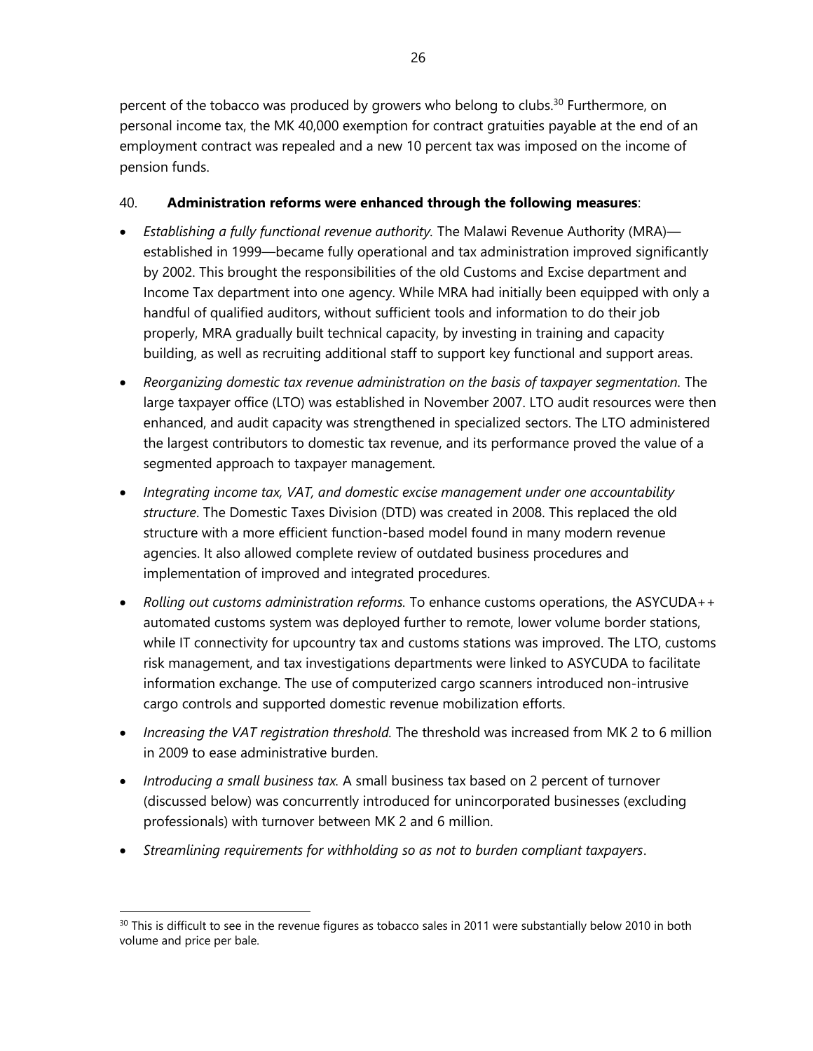percent of the tobacco was produced by growers who belong to clubs.[30] Furthermore, on personal income tax, the MK 40,000 exemption for contract gratuities payable at the end of an employment contract was repealed and a new 10 percent tax was imposed on the income of pension funds.

40. **Administration reforms were enhanced through the following measures**:

- *Establishing a fully functional revenue authority.* The Malawi Revenue Authority (MRA)—established in 1999—became fully operational and tax administration improved significantly by 2002. This brought the responsibilities of the old Customs and Excise department and Income Tax department into one agency. While MRA had initially been equipped with only a handful of qualified auditors, without sufficient tools and information to do their job properly, MRA gradually built technical capacity, by investing in training and capacity building, as well as recruiting additional staff to support key functional and support areas.
- *Reorganizing domestic tax revenue administration on the basis of taxpayer segmentation.* The large taxpayer office (LTO) was established in November 2007. LTO audit resources were then enhanced, and audit capacity was strengthened in specialized sectors. The LTO administered the largest contributors to domestic tax revenue, and its performance proved the value of a segmented approach to taxpayer management.
- *Integrating income tax, VAT, and domestic excise management under one accountability structure*. The Domestic Taxes Division (DTD) was created in 2008. This replaced the old structure with a more efficient function-based model found in many modern revenue agencies. It also allowed complete review of outdated business procedures and implementation of improved and integrated procedures.
- *Rolling out customs administration reforms.* To enhance customs operations, the ASYCUDA++ automated customs system was deployed further to remote, lower volume border stations, while IT connectivity for upcountry tax and customs stations was improved. The LTO, customs risk management, and tax investigations departments were linked to ASYCUDA to facilitate information exchange. The use of computerized cargo scanners introduced non-intrusive cargo controls and supported domestic revenue mobilization efforts.
- *Increasing the VAT registration threshold.* The threshold was increased from MK 2 to 6 million in 2009 to ease administrative burden.
- *Introducing a small business tax.* A small business tax based on 2 percent of turnover (discussed below) was concurrently introduced for unincorporated businesses (excluding professionals) with turnover between MK 2 and 6 million.
- *Streamlining requirements for withholding so as not to burden compliant taxpayers*.

[30] This is difficult to see in the revenue figures as tobacco sales in 2011 were substantially below 2010 in both volume and price per bale.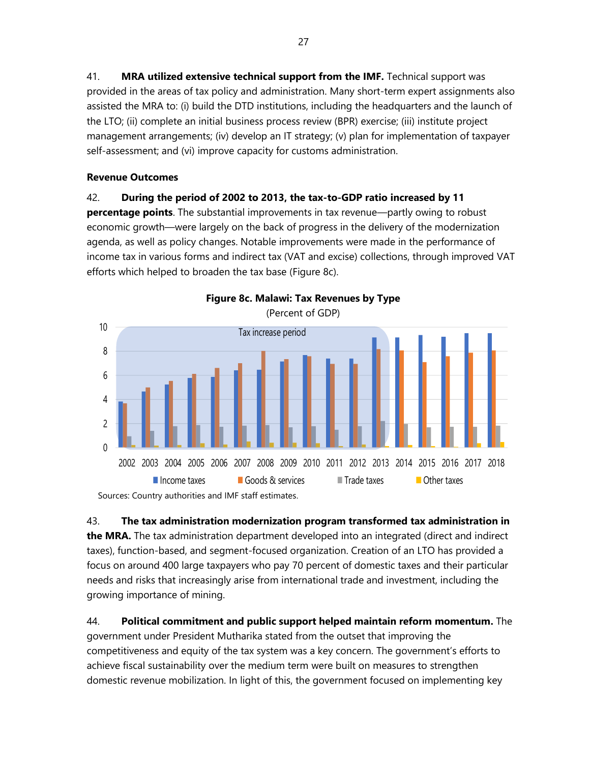41. **MRA utilized extensive technical support from the IMF.** Technical support was provided in the areas of tax policy and administration. Many short-term expert assignments also assisted the MRA to: (i) build the DTD institutions, including the headquarters and the launch of the LTO; (ii) complete an initial business process review (BPR) exercise; (iii) institute project management arrangements; (iv) develop an IT strategy; (v) plan for implementation of taxpayer self-assessment; and (vi) improve capacity for customs administration.

**Revenue Outcomes**

42. **During the period of 2002 to 2013, the tax-to-GDP ratio increased by 11 percentage points**. The substantial improvements in tax revenue—partly owing to robust economic growth—were largely on the back of progress in the delivery of the modernization agenda, as well as policy changes. Notable improvements were made in the performance of income tax in various forms and indirect tax (VAT and excise) collections, through improved VAT efforts which helped to broaden the tax base (Figure 8c).

**Figure 8c. Malawi: Tax Revenues by Type**

(Percent of GDP)

Sources: Country authorities and IMF staff estimates.

43. **The tax administration modernization program transformed tax administration in the MRA.** The tax administration department developed into an integrated (direct and indirect taxes), function-based, and segment-focused organization. Creation of an LTO has provided a focus on around 400 large taxpayers who pay 70 percent of domestic taxes and their particular needs and risks that increasingly arise from international trade and investment, including the growing importance of mining.

44. **Political commitment and public support helped maintain reform momentum.** The government under President Mutharika stated from the outset that improving the competitiveness and equity of the tax system was a key concern. The government's efforts to achieve fiscal sustainability over the medium term were built on measures to strengthen domestic revenue mobilization. In light of this, the government focused on implementing key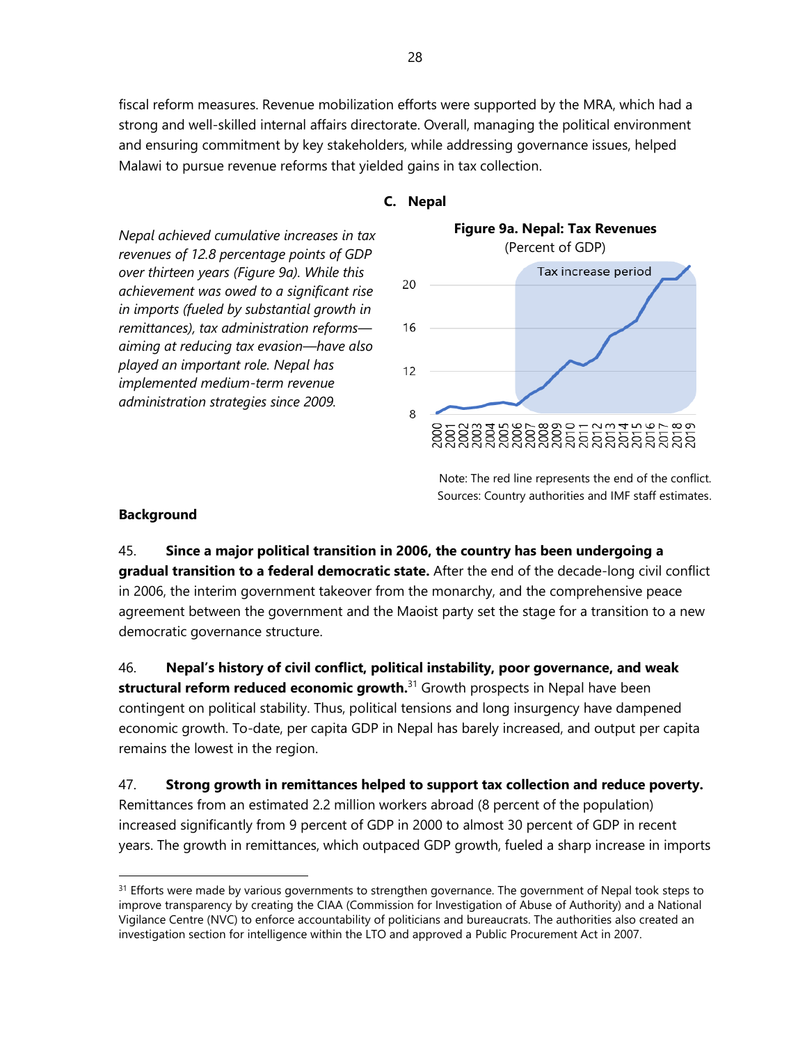fiscal reform measures. Revenue mobilization efforts were supported by the MRA, which had a strong and well-skilled internal affairs directorate. Overall, managing the political environment and ensuring commitment by key stakeholders, while addressing governance issues, helped Malawi to pursue revenue reforms that yielded gains in tax collection.

### C. Nepal

*Nepal achieved cumulative increases in tax revenues of 12.8 percentage points of GDP over thirteen years (Figure 9a). While this achievement was owed to a significant rise in imports (fueled by substantial growth in remittances), tax administration reforms—aiming at reducing tax evasion—have also played an important role. Nepal has implemented medium-term revenue administration strategies since 2009.*

**Figure 9a. Nepal: Tax Revenues**
(Percent of GDP)

Note: The red line represents the end of the conflict.
Sources: Country authorities and IMF staff estimates.

**Background**

45. **Since a major political transition in 2006, the country has been undergoing a gradual transition to a federal democratic state.** After the end of the decade-long civil conflict in 2006, the interim government takeover from the monarchy, and the comprehensive peace agreement between the government and the Maoist party set the stage for a transition to a new democratic governance structure.

46. **Nepal's history of civil conflict, political instability, poor governance, and weak structural reform reduced economic growth.**[31] Growth prospects in Nepal have been contingent on political stability. Thus, political tensions and long insurgency have dampened economic growth. To-date, per capita GDP in Nepal has barely increased, and output per capita remains the lowest in the region.

47. **Strong growth in remittances helped to support tax collection and reduce poverty.** Remittances from an estimated 2.2 million workers abroad (8 percent of the population) increased significantly from 9 percent of GDP in 2000 to almost 30 percent of GDP in recent years. The growth in remittances, which outpaced GDP growth, fueled a sharp increase in imports

[31] Efforts were made by various governments to strengthen governance. The government of Nepal took steps to improve transparency by creating the CIAA (Commission for Investigation of Abuse of Authority) and a National Vigilance Centre (NVC) to enforce accountability of politicians and bureaucrats. The authorities also created an investigation section for intelligence within the LTO and approved a Public Procurement Act in 2007.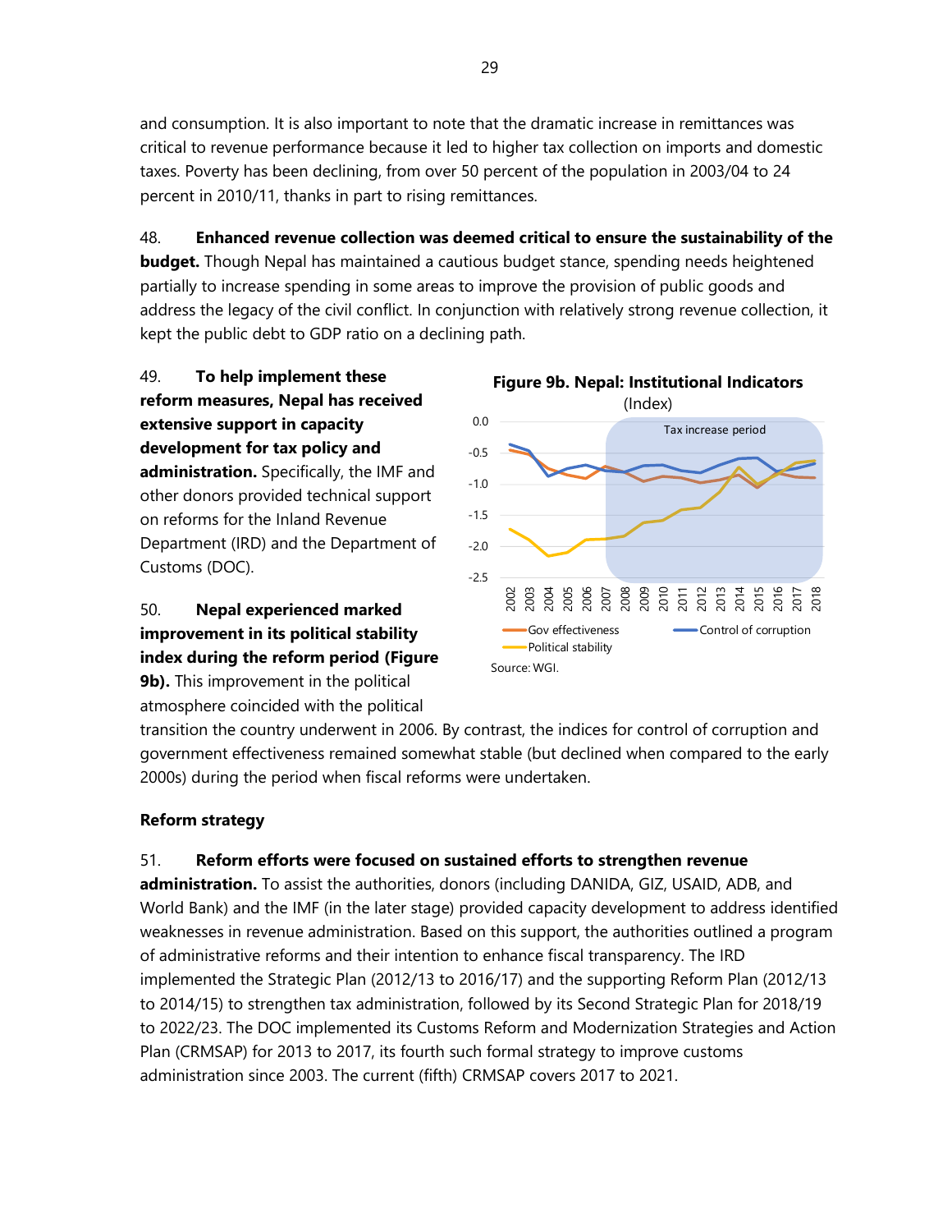and consumption. It is also important to note that the dramatic increase in remittances was critical to revenue performance because it led to higher tax collection on imports and domestic taxes. Poverty has been declining, from over 50 percent of the population in 2003/04 to 24 percent in 2010/11, thanks in part to rising remittances.

48. **Enhanced revenue collection was deemed critical to ensure the sustainability of the budget.** Though Nepal has maintained a cautious budget stance, spending needs heightened partially to increase spending in some areas to improve the provision of public goods and address the legacy of the civil conflict. In conjunction with relatively strong revenue collection, it kept the public debt to GDP ratio on a declining path.

49. **To help implement these reform measures, Nepal has received extensive support in capacity development for tax policy and administration.** Specifically, the IMF and other donors provided technical support on reforms for the Inland Revenue Department (IRD) and the Department of Customs (DOC).

**Figure 9b. Nepal: Institutional Indicators**
(Index)

Source: WGI.

50. **Nepal experienced marked improvement in its political stability index during the reform period (Figure 9b).** This improvement in the political atmosphere coincided with the political transition the country underwent in 2006. By contrast, the indices for control of corruption and government effectiveness remained somewhat stable (but declined when compared to the early 2000s) during the period when fiscal reforms were undertaken.

**Reform strategy**

51. **Reform efforts were focused on sustained efforts to strengthen revenue administration.** To assist the authorities, donors (including DANIDA, GIZ, USAID, ADB, and World Bank) and the IMF (in the later stage) provided capacity development to address identified weaknesses in revenue administration. Based on this support, the authorities outlined a program of administrative reforms and their intention to enhance fiscal transparency. The IRD implemented the Strategic Plan (2012/13 to 2016/17) and the supporting Reform Plan (2012/13 to 2014/15) to strengthen tax administration, followed by its Second Strategic Plan for 2018/19 to 2022/23. The DOC implemented its Customs Reform and Modernization Strategies and Action Plan (CRMSAP) for 2013 to 2017, its fourth such formal strategy to improve customs administration since 2003. The current (fifth) CRMSAP covers 2017 to 2021.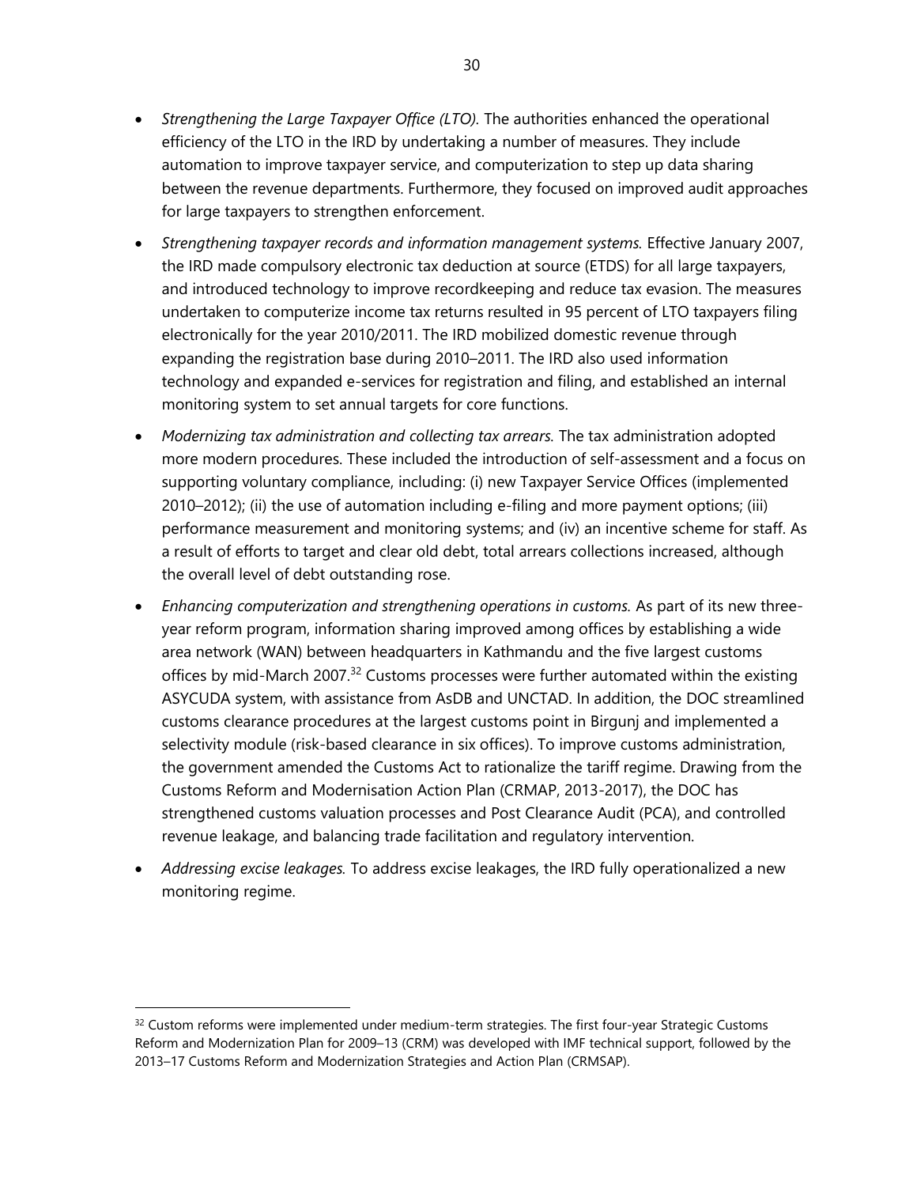- *Strengthening the Large Taxpayer Office (LTO).* The authorities enhanced the operational efficiency of the LTO in the IRD by undertaking a number of measures. They include automation to improve taxpayer service, and computerization to step up data sharing between the revenue departments. Furthermore, they focused on improved audit approaches for large taxpayers to strengthen enforcement.

- *Strengthening taxpayer records and information management systems.* Effective January 2007, the IRD made compulsory electronic tax deduction at source (ETDS) for all large taxpayers, and introduced technology to improve recordkeeping and reduce tax evasion. The measures undertaken to computerize income tax returns resulted in 95 percent of LTO taxpayers filing electronically for the year 2010/2011. The IRD mobilized domestic revenue through expanding the registration base during 2010–2011. The IRD also used information technology and expanded e-services for registration and filing, and established an internal monitoring system to set annual targets for core functions.

- *Modernizing tax administration and collecting tax arrears.* The tax administration adopted more modern procedures. These included the introduction of self-assessment and a focus on supporting voluntary compliance, including: (i) new Taxpayer Service Offices (implemented 2010–2012); (ii) the use of automation including e-filing and more payment options; (iii) performance measurement and monitoring systems; and (iv) an incentive scheme for staff. As a result of efforts to target and clear old debt, total arrears collections increased, although the overall level of debt outstanding rose.

- *Enhancing computerization and strengthening operations in customs.* As part of its new three-year reform program, information sharing improved among offices by establishing a wide area network (WAN) between headquarters in Kathmandu and the five largest customs offices by mid-March 2007.[32] Customs processes were further automated within the existing ASYCUDA system, with assistance from AsDB and UNCTAD. In addition, the DOC streamlined customs clearance procedures at the largest customs point in Birgunj and implemented a selectivity module (risk-based clearance in six offices). To improve customs administration, the government amended the Customs Act to rationalize the tariff regime. Drawing from the Customs Reform and Modernisation Action Plan (CRMAP, 2013-2017), the DOC has strengthened customs valuation processes and Post Clearance Audit (PCA), and controlled revenue leakage, and balancing trade facilitation and regulatory intervention.

- *Addressing excise leakages.* To address excise leakages, the IRD fully operationalized a new monitoring regime.

---

[32] Custom reforms were implemented under medium-term strategies. The first four-year Strategic Customs Reform and Modernization Plan for 2009–13 (CRM) was developed with IMF technical support, followed by the 2013–17 Customs Reform and Modernization Strategies and Action Plan (CRMSAP).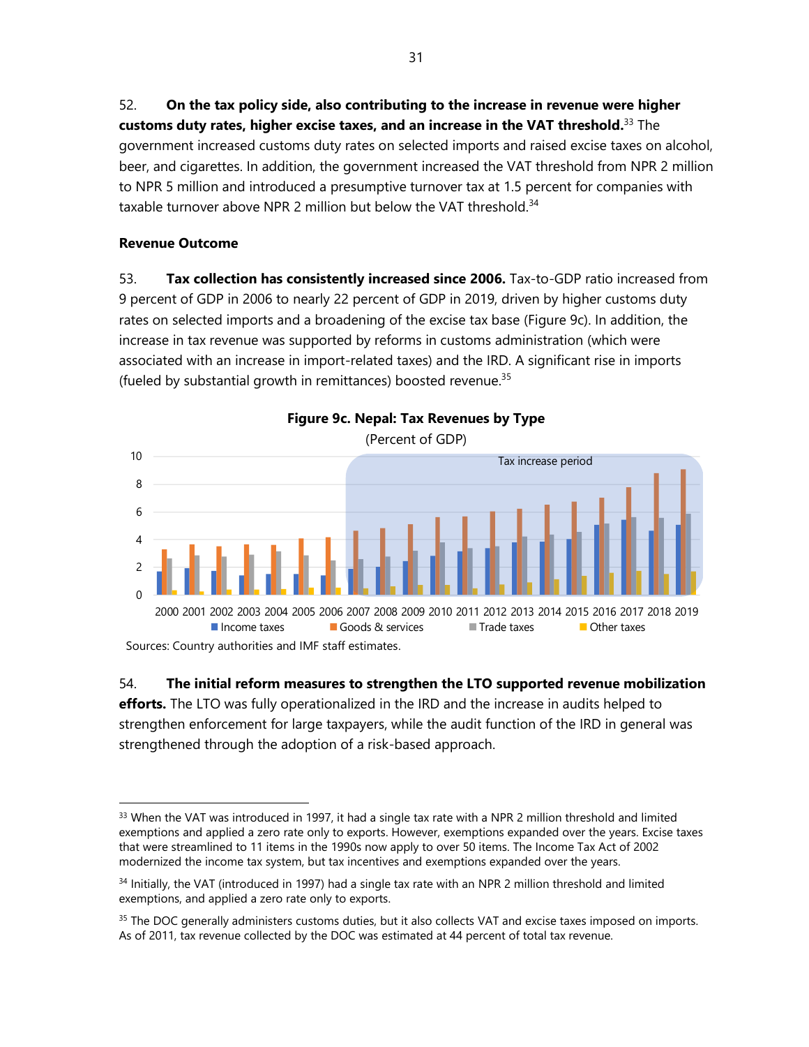52. **On the tax policy side, also contributing to the increase in revenue were higher customs duty rates, higher excise taxes, and an increase in the VAT threshold.**[33] The government increased customs duty rates on selected imports and raised excise taxes on alcohol, beer, and cigarettes. In addition, the government increased the VAT threshold from NPR 2 million to NPR 5 million and introduced a presumptive turnover tax at 1.5 percent for companies with taxable turnover above NPR 2 million but below the VAT threshold.[34]

**Revenue Outcome**

53. **Tax collection has consistently increased since 2006.** Tax-to-GDP ratio increased from 9 percent of GDP in 2006 to nearly 22 percent of GDP in 2019, driven by higher customs duty rates on selected imports and a broadening of the excise tax base (Figure 9c). In addition, the increase in tax revenue was supported by reforms in customs administration (which were associated with an increase in import-related taxes) and the IRD. A significant rise in imports (fueled by substantial growth in remittances) boosted revenue.[35]

**Figure 9c. Nepal: Tax Revenues by Type**

(Percent of GDP)

Sources: Country authorities and IMF staff estimates.

54. **The initial reform measures to strengthen the LTO supported revenue mobilization efforts.** The LTO was fully operationalized in the IRD and the increase in audits helped to strengthen enforcement for large taxpayers, while the audit function of the IRD in general was strengthened through the adoption of a risk-based approach.

---

[33] When the VAT was introduced in 1997, it had a single tax rate with a NPR 2 million threshold and limited exemptions and applied a zero rate only to exports. However, exemptions expanded over the years. Excise taxes that were streamlined to 11 items in the 1990s now apply to over 50 items. The Income Tax Act of 2002 modernized the income tax system, but tax incentives and exemptions expanded over the years.

[34] Initially, the VAT (introduced in 1997) had a single tax rate with an NPR 2 million threshold and limited exemptions, and applied a zero rate only to exports.

[35] The DOC generally administers customs duties, but it also collects VAT and excise taxes imposed on imports. As of 2011, tax revenue collected by the DOC was estimated at 44 percent of total tax revenue.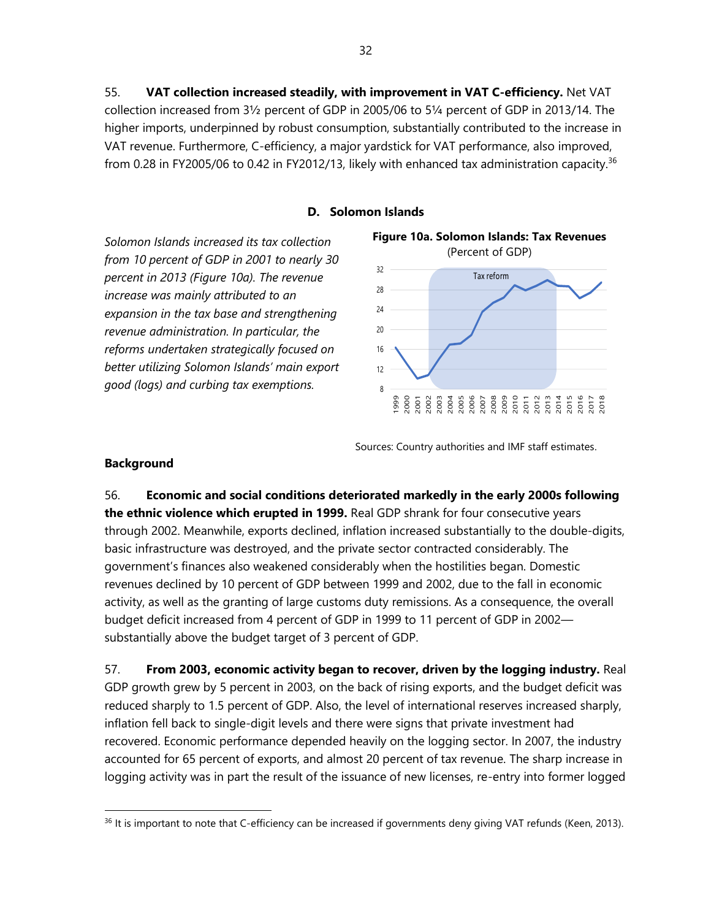55. **VAT collection increased steadily, with improvement in VAT C-efficiency.** Net VAT collection increased from 3½ percent of GDP in 2005/06 to 5¼ percent of GDP in 2013/14. The higher imports, underpinned by robust consumption, substantially contributed to the increase in VAT revenue. Furthermore, C-efficiency, a major yardstick for VAT performance, also improved, from 0.28 in FY2005/06 to 0.42 in FY2012/13, likely with enhanced tax administration capacity.[36]

### D. Solomon Islands

*Solomon Islands increased its tax collection from 10 percent of GDP in 2001 to nearly 30 percent in 2013 (Figure 10a). The revenue increase was mainly attributed to an expansion in the tax base and strengthening revenue administration. In particular, the reforms undertaken strategically focused on better utilizing Solomon Islands' main export good (logs) and curbing tax exemptions.*

**Figure 10a. Solomon Islands: Tax Revenues**
(Percent of GDP)

Sources: Country authorities and IMF staff estimates.

**Background**

56. **Economic and social conditions deteriorated markedly in the early 2000s following the ethnic violence which erupted in 1999.** Real GDP shrank for four consecutive years through 2002. Meanwhile, exports declined, inflation increased substantially to the double-digits, basic infrastructure was destroyed, and the private sector contracted considerably. The government's finances also weakened considerably when the hostilities began. Domestic revenues declined by 10 percent of GDP between 1999 and 2002, due to the fall in economic activity, as well as the granting of large customs duty remissions. As a consequence, the overall budget deficit increased from 4 percent of GDP in 1999 to 11 percent of GDP in 2002—substantially above the budget target of 3 percent of GDP.

57. **From 2003, economic activity began to recover, driven by the logging industry.** Real GDP growth grew by 5 percent in 2003, on the back of rising exports, and the budget deficit was reduced sharply to 1.5 percent of GDP. Also, the level of international reserves increased sharply, inflation fell back to single-digit levels and there were signs that private investment had recovered. Economic performance depended heavily on the logging sector. In 2007, the industry accounted for 65 percent of exports, and almost 20 percent of tax revenue. The sharp increase in logging activity was in part the result of the issuance of new licenses, re-entry into former logged

---

[36] It is important to note that C-efficiency can be increased if governments deny giving VAT refunds (Keen, 2013).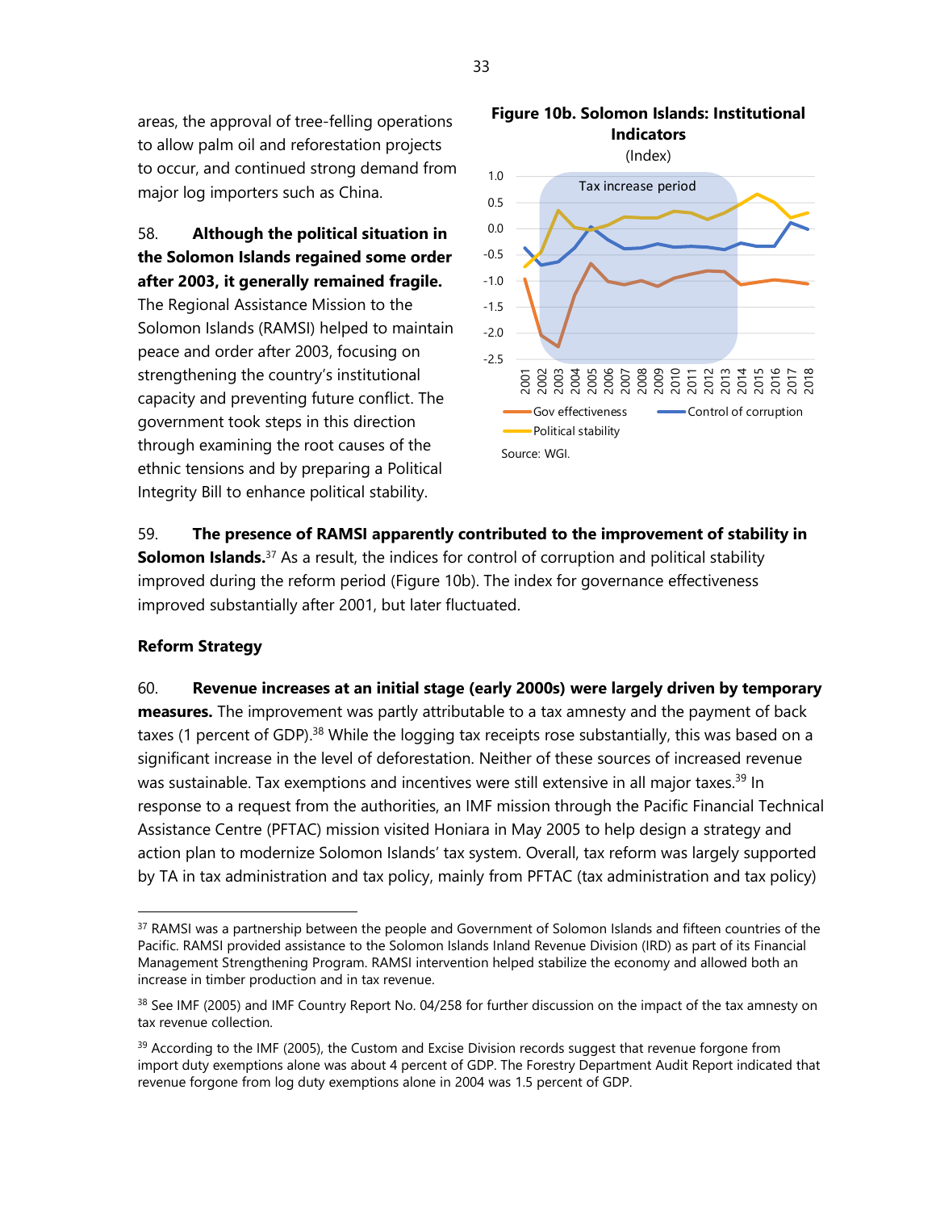areas, the approval of tree-felling operations to allow palm oil and reforestation projects to occur, and continued strong demand from major log importers such as China.

58. **Although the political situation in the Solomon Islands regained some order after 2003, it generally remained fragile.** The Regional Assistance Mission to the Solomon Islands (RAMSI) helped to maintain peace and order after 2003, focusing on strengthening the country's institutional capacity and preventing future conflict. The government took steps in this direction through examining the root causes of the ethnic tensions and by preparing a Political Integrity Bill to enhance political stability.

**Figure 10b. Solomon Islands: Institutional Indicators**

(Index)

Source: WGI.

59. **The presence of RAMSI apparently contributed to the improvement of stability in Solomon Islands.**[37] As a result, the indices for control of corruption and political stability improved during the reform period (Figure 10b). The index for governance effectiveness improved substantially after 2001, but later fluctuated.

**Reform Strategy**

60. **Revenue increases at an initial stage (early 2000s) were largely driven by temporary measures.** The improvement was partly attributable to a tax amnesty and the payment of back taxes (1 percent of GDP).[38] While the logging tax receipts rose substantially, this was based on a significant increase in the level of deforestation. Neither of these sources of increased revenue was sustainable. Tax exemptions and incentives were still extensive in all major taxes.[39] In response to a request from the authorities, an IMF mission through the Pacific Financial Technical Assistance Centre (PFTAC) mission visited Honiara in May 2005 to help design a strategy and action plan to modernize Solomon Islands' tax system. Overall, tax reform was largely supported by TA in tax administration and tax policy, mainly from PFTAC (tax administration and tax policy)

---

[37] RAMSI was a partnership between the people and Government of Solomon Islands and fifteen countries of the Pacific. RAMSI provided assistance to the Solomon Islands Inland Revenue Division (IRD) as part of its Financial Management Strengthening Program. RAMSI intervention helped stabilize the economy and allowed both an increase in timber production and in tax revenue.

[38] See IMF (2005) and IMF Country Report No. 04/258 for further discussion on the impact of the tax amnesty on tax revenue collection.

[39] According to the IMF (2005), the Custom and Excise Division records suggest that revenue forgone from import duty exemptions alone was about 4 percent of GDP. The Forestry Department Audit Report indicated that revenue forgone from log duty exemptions alone in 2004 was 1.5 percent of GDP.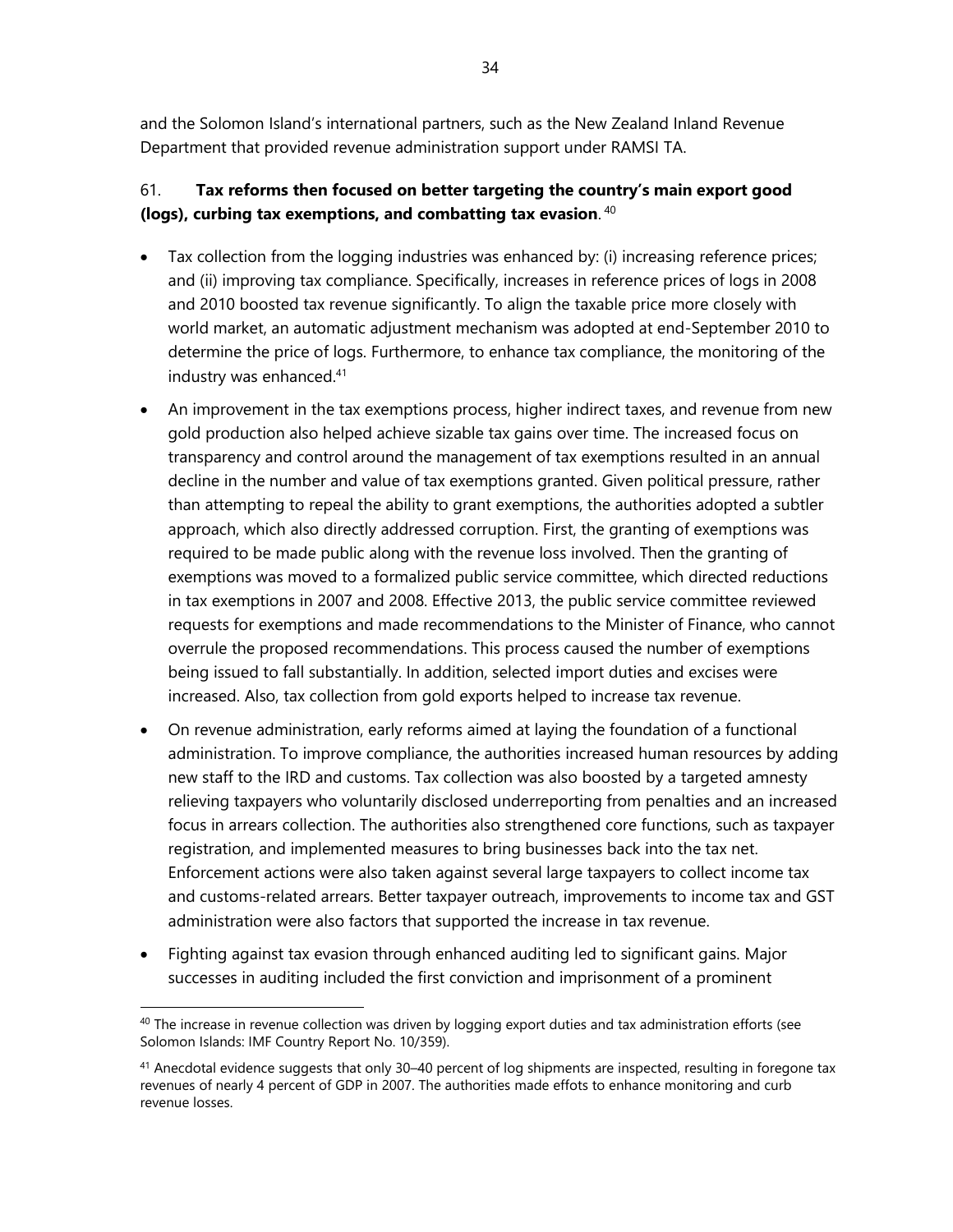and the Solomon Island's international partners, such as the New Zealand Inland Revenue Department that provided revenue administration support under RAMSI TA.

61. **Tax reforms then focused on better targeting the country's main export good (logs), curbing tax exemptions, and combatting tax evasion**. [40]

- Tax collection from the logging industries was enhanced by: (i) increasing reference prices; and (ii) improving tax compliance. Specifically, increases in reference prices of logs in 2008 and 2010 boosted tax revenue significantly. To align the taxable price more closely with world market, an automatic adjustment mechanism was adopted at end-September 2010 to determine the price of logs. Furthermore, to enhance tax compliance, the monitoring of the industry was enhanced.[41]
- An improvement in the tax exemptions process, higher indirect taxes, and revenue from new gold production also helped achieve sizable tax gains over time. The increased focus on transparency and control around the management of tax exemptions resulted in an annual decline in the number and value of tax exemptions granted. Given political pressure, rather than attempting to repeal the ability to grant exemptions, the authorities adopted a subtler approach, which also directly addressed corruption. First, the granting of exemptions was required to be made public along with the revenue loss involved. Then the granting of exemptions was moved to a formalized public service committee, which directed reductions in tax exemptions in 2007 and 2008. Effective 2013, the public service committee reviewed requests for exemptions and made recommendations to the Minister of Finance, who cannot overrule the proposed recommendations. This process caused the number of exemptions being issued to fall substantially. In addition, selected import duties and excises were increased. Also, tax collection from gold exports helped to increase tax revenue.
- On revenue administration, early reforms aimed at laying the foundation of a functional administration. To improve compliance, the authorities increased human resources by adding new staff to the IRD and customs. Tax collection was also boosted by a targeted amnesty relieving taxpayers who voluntarily disclosed underreporting from penalties and an increased focus in arrears collection. The authorities also strengthened core functions, such as taxpayer registration, and implemented measures to bring businesses back into the tax net. Enforcement actions were also taken against several large taxpayers to collect income tax and customs-related arrears. Better taxpayer outreach, improvements to income tax and GST administration were also factors that supported the increase in tax revenue.
- Fighting against tax evasion through enhanced auditing led to significant gains. Major successes in auditing included the first conviction and imprisonment of a prominent

---

[40] The increase in revenue collection was driven by logging export duties and tax administration efforts (see Solomon Islands: IMF Country Report No. 10/359).

[41] Anecdotal evidence suggests that only 30–40 percent of log shipments are inspected, resulting in foregone tax revenues of nearly 4 percent of GDP in 2007. The authorities made effots to enhance monitoring and curb revenue losses.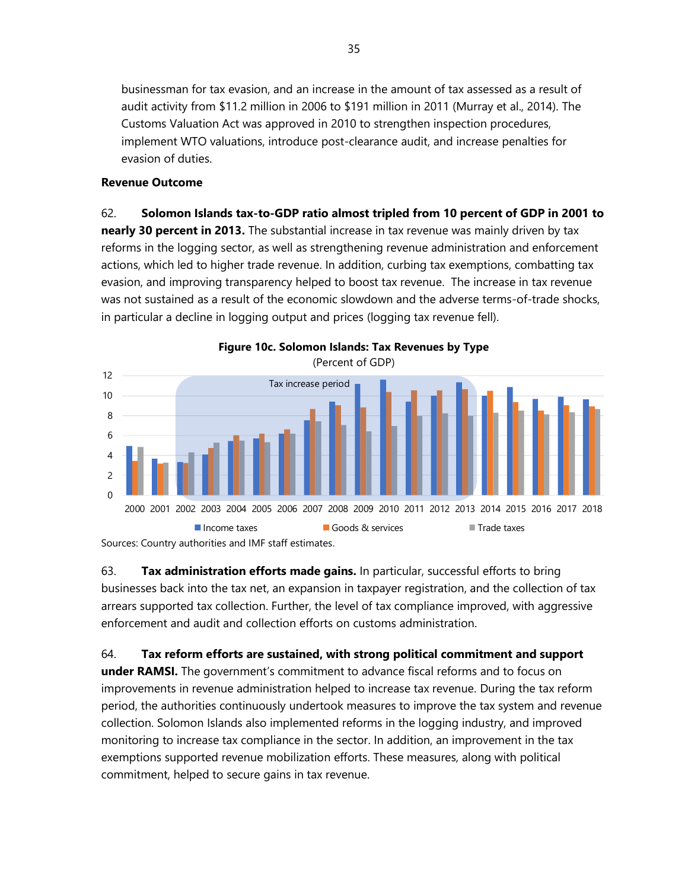businessman for tax evasion, and an increase in the amount of tax assessed as a result of audit activity from $11.2 million in 2006 to $191 million in 2011 (Murray et al., 2014). The Customs Valuation Act was approved in 2010 to strengthen inspection procedures, implement WTO valuations, introduce post-clearance audit, and increase penalties for evasion of duties.

**Revenue Outcome**

62. **Solomon Islands tax-to-GDP ratio almost tripled from 10 percent of GDP in 2001 to nearly 30 percent in 2013.** The substantial increase in tax revenue was mainly driven by tax reforms in the logging sector, as well as strengthening revenue administration and enforcement actions, which led to higher trade revenue. In addition, curbing tax exemptions, combatting tax evasion, and improving transparency helped to boost tax revenue. The increase in tax revenue was not sustained as a result of the economic slowdown and the adverse terms-of-trade shocks, in particular a decline in logging output and prices (logging tax revenue fell).

**Figure 10c. Solomon Islands: Tax Revenues by Type**
(Percent of GDP)

Tax increase period

Income taxes | Goods & services | Trade taxes

Sources: Country authorities and IMF staff estimates.

63. **Tax administration efforts made gains.** In particular, successful efforts to bring businesses back into the tax net, an expansion in taxpayer registration, and the collection of tax arrears supported tax collection. Further, the level of tax compliance improved, with aggressive enforcement and audit and collection efforts on customs administration.

64. **Tax reform efforts are sustained, with strong political commitment and support under RAMSI.** The government's commitment to advance fiscal reforms and to focus on improvements in revenue administration helped to increase tax revenue. During the tax reform period, the authorities continuously undertook measures to improve the tax system and revenue collection. Solomon Islands also implemented reforms in the logging industry, and improved monitoring to increase tax compliance in the sector. In addition, an improvement in the tax exemptions supported revenue mobilization efforts. These measures, along with political commitment, helped to secure gains in tax revenue.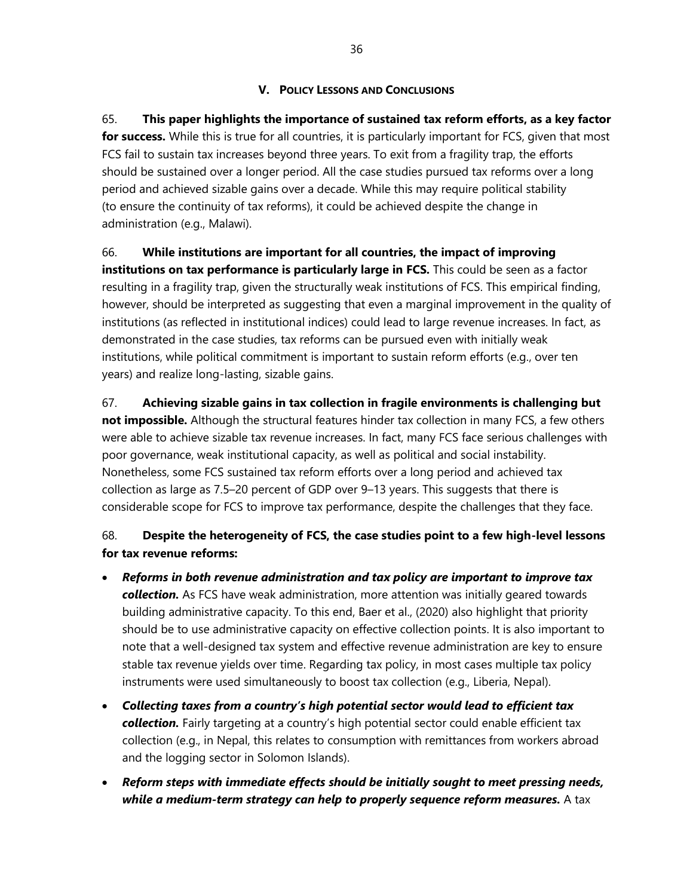## V. POLICY LESSONS AND CONCLUSIONS

65. **This paper highlights the importance of sustained tax reform efforts, as a key factor for success.** While this is true for all countries, it is particularly important for FCS, given that most FCS fail to sustain tax increases beyond three years. To exit from a fragility trap, the efforts should be sustained over a longer period. All the case studies pursued tax reforms over a long period and achieved sizable gains over a decade. While this may require political stability (to ensure the continuity of tax reforms), it could be achieved despite the change in administration (e.g., Malawi).

66. **While institutions are important for all countries, the impact of improving institutions on tax performance is particularly large in FCS.** This could be seen as a factor resulting in a fragility trap, given the structurally weak institutions of FCS. This empirical finding, however, should be interpreted as suggesting that even a marginal improvement in the quality of institutions (as reflected in institutional indices) could lead to large revenue increases. In fact, as demonstrated in the case studies, tax reforms can be pursued even with initially weak institutions, while political commitment is important to sustain reform efforts (e.g., over ten years) and realize long-lasting, sizable gains.

67. **Achieving sizable gains in tax collection in fragile environments is challenging but not impossible.** Although the structural features hinder tax collection in many FCS, a few others were able to achieve sizable tax revenue increases. In fact, many FCS face serious challenges with poor governance, weak institutional capacity, as well as political and social instability. Nonetheless, some FCS sustained tax reform efforts over a long period and achieved tax collection as large as 7.5–20 percent of GDP over 9–13 years. This suggests that there is considerable scope for FCS to improve tax performance, despite the challenges that they face.

68. **Despite the heterogeneity of FCS, the case studies point to a few high-level lessons for tax revenue reforms:**

- ***Reforms in both revenue administration and tax policy are important to improve tax collection.*** As FCS have weak administration, more attention was initially geared towards building administrative capacity. To this end, Baer et al., (2020) also highlight that priority should be to use administrative capacity on effective collection points. It is also important to note that a well-designed tax system and effective revenue administration are key to ensure stable tax revenue yields over time. Regarding tax policy, in most cases multiple tax policy instruments were used simultaneously to boost tax collection (e.g., Liberia, Nepal).
- ***Collecting taxes from a country's high potential sector would lead to efficient tax collection.*** Fairly targeting at a country's high potential sector could enable efficient tax collection (e.g., in Nepal, this relates to consumption with remittances from workers abroad and the logging sector in Solomon Islands).
- ***Reform steps with immediate effects should be initially sought to meet pressing needs, while a medium-term strategy can help to properly sequence reform measures.*** A tax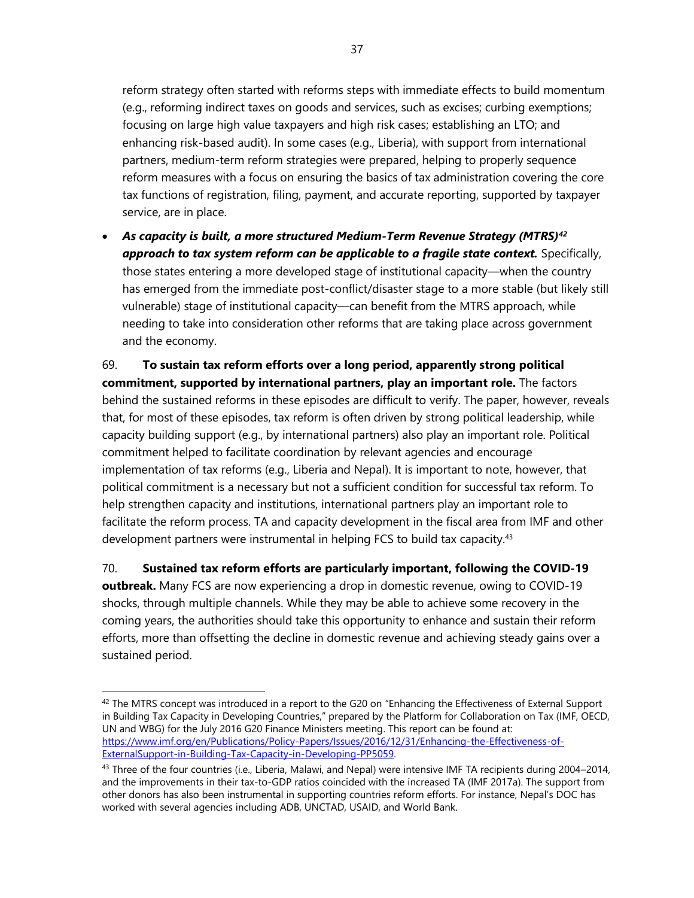reform strategy often started with reforms steps with immediate effects to build momentum (e.g., reforming indirect taxes on goods and services, such as excises; curbing exemptions; focusing on large high value taxpayers and high risk cases; establishing an LTO; and enhancing risk-based audit). In some cases (e.g., Liberia), with support from international partners, medium-term reform strategies were prepared, helping to properly sequence reform measures with a focus on ensuring the basics of tax administration covering the core tax functions of registration, filing, payment, and accurate reporting, supported by taxpayer service, are in place.

- ***As capacity is built, a more structured Medium-Term Revenue Strategy (MTRS)[42] approach to tax system reform can be applicable to a fragile state context.*** Specifically, those states entering a more developed stage of institutional capacity—when the country has emerged from the immediate post-conflict/disaster stage to a more stable (but likely still vulnerable) stage of institutional capacity—can benefit from the MTRS approach, while needing to take into consideration other reforms that are taking place across government and the economy.

69. **To sustain tax reform efforts over a long period, apparently strong political commitment, supported by international partners, play an important role.** The factors behind the sustained reforms in these episodes are difficult to verify. The paper, however, reveals that, for most of these episodes, tax reform is often driven by strong political leadership, while capacity building support (e.g., by international partners) also play an important role. Political commitment helped to facilitate coordination by relevant agencies and encourage implementation of tax reforms (e.g., Liberia and Nepal). It is important to note, however, that political commitment is a necessary but not a sufficient condition for successful tax reform. To help strengthen capacity and institutions, international partners play an important role to facilitate the reform process. TA and capacity development in the fiscal area from IMF and other development partners were instrumental in helping FCS to build tax capacity.[43]

70. **Sustained tax reform efforts are particularly important, following the COVID-19 outbreak.** Many FCS are now experiencing a drop in domestic revenue, owing to COVID-19 shocks, through multiple channels. While they may be able to achieve some recovery in the coming years, the authorities should take this opportunity to enhance and sustain their reform efforts, more than offsetting the decline in domestic revenue and achieving steady gains over a sustained period.

---

[42] The MTRS concept was introduced in a report to the G20 on "Enhancing the Effectiveness of External Support in Building Tax Capacity in Developing Countries," prepared by the Platform for Collaboration on Tax (IMF, OECD, UN and WBG) for the July 2016 G20 Finance Ministers meeting. This report can be found at: https://www.imf.org/en/Publications/Policy-Papers/Issues/2016/12/31/Enhancing-the-Effectiveness-of-ExternalSupport-in-Building-Tax-Capacity-in-Developing-PP5059.

[43] Three of the four countries (i.e., Liberia, Malawi, and Nepal) were intensive IMF TA recipients during 2004–2014, and the improvements in their tax-to-GDP ratios coincided with the increased TA (IMF 2017a). The support from other donors has also been instrumental in supporting countries reform efforts. For instance, Nepal's DOC has worked with several agencies including ADB, UNCTAD, USAID, and World Bank.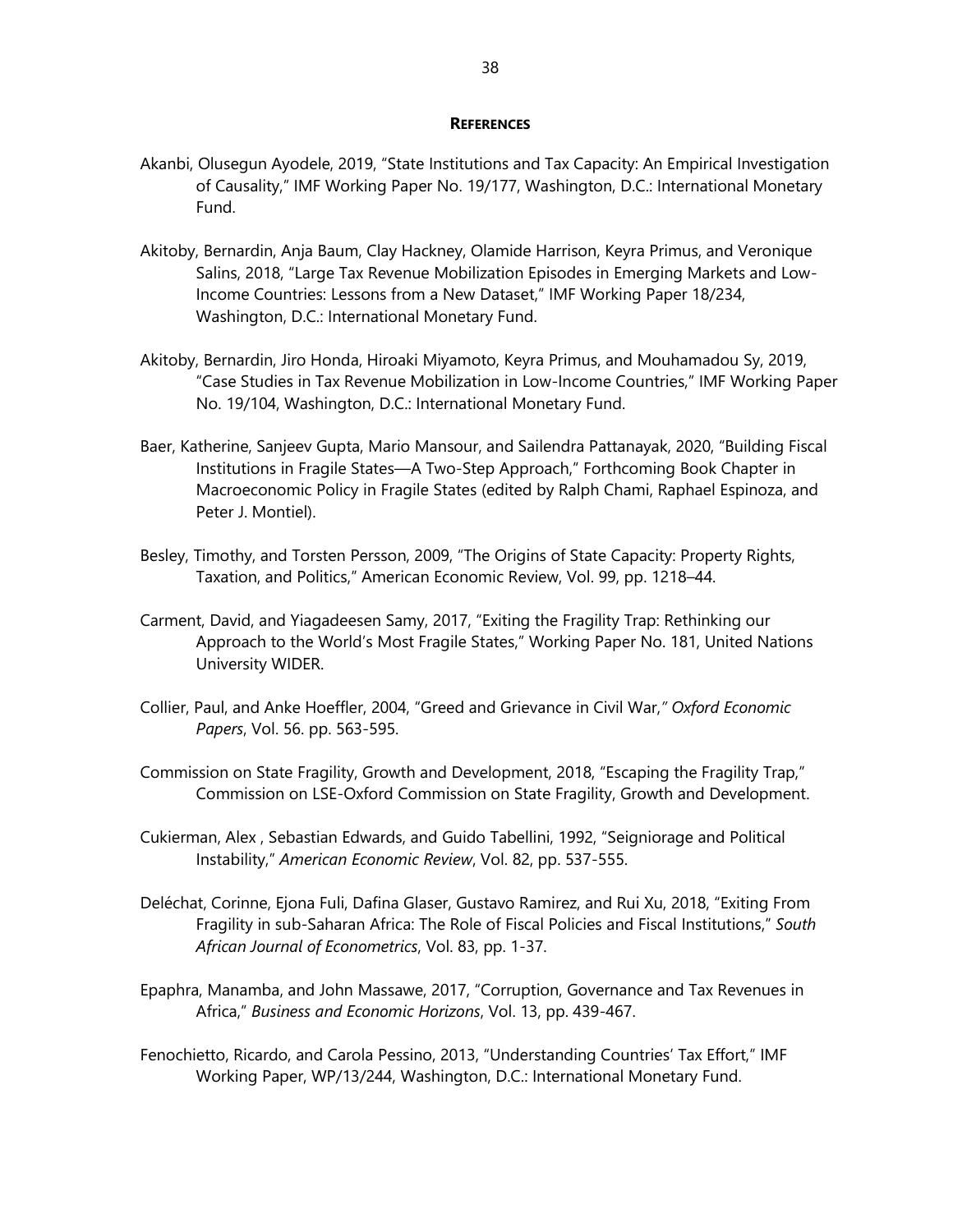## REFERENCES

Akanbi, Olusegun Ayodele, 2019, "State Institutions and Tax Capacity: An Empirical Investigation of Causality," IMF Working Paper No. 19/177, Washington, D.C.: International Monetary Fund.

Akitoby, Bernardin, Anja Baum, Clay Hackney, Olamide Harrison, Keyra Primus, and Veronique Salins, 2018, "Large Tax Revenue Mobilization Episodes in Emerging Markets and Low-Income Countries: Lessons from a New Dataset," IMF Working Paper 18/234, Washington, D.C.: International Monetary Fund.

Akitoby, Bernardin, Jiro Honda, Hiroaki Miyamoto, Keyra Primus, and Mouhamadou Sy, 2019, "Case Studies in Tax Revenue Mobilization in Low-Income Countries," IMF Working Paper No. 19/104, Washington, D.C.: International Monetary Fund.

Baer, Katherine, Sanjeev Gupta, Mario Mansour, and Sailendra Pattanayak, 2020, "Building Fiscal Institutions in Fragile States—A Two-Step Approach," Forthcoming Book Chapter in Macroeconomic Policy in Fragile States (edited by Ralph Chami, Raphael Espinoza, and Peter J. Montiel).

Besley, Timothy, and Torsten Persson, 2009, "The Origins of State Capacity: Property Rights, Taxation, and Politics," American Economic Review, Vol. 99, pp. 1218–44.

Carment, David, and Yiagadeesen Samy, 2017, "Exiting the Fragility Trap: Rethinking our Approach to the World's Most Fragile States," Working Paper No. 181, United Nations University WIDER.

Collier, Paul, and Anke Hoeffler, 2004, "Greed and Grievance in Civil War," *Oxford Economic Papers*, Vol. 56. pp. 563-595.

Commission on State Fragility, Growth and Development, 2018, "Escaping the Fragility Trap," Commission on LSE-Oxford Commission on State Fragility, Growth and Development.

Cukierman, Alex , Sebastian Edwards, and Guido Tabellini, 1992, "Seigniorage and Political Instability," *American Economic Review*, Vol. 82, pp. 537-555.

Deléchat, Corinne, Ejona Fuli, Dafina Glaser, Gustavo Ramirez, and Rui Xu, 2018, "Exiting From Fragility in sub-Saharan Africa: The Role of Fiscal Policies and Fiscal Institutions," *South African Journal of Econometrics*, Vol. 83, pp. 1-37.

Epaphra, Manamba, and John Massawe, 2017, "Corruption, Governance and Tax Revenues in Africa," *Business and Economic Horizons*, Vol. 13, pp. 439-467.

Fenochietto, Ricardo, and Carola Pessino, 2013, "Understanding Countries' Tax Effort," IMF Working Paper, WP/13/244, Washington, D.C.: International Monetary Fund.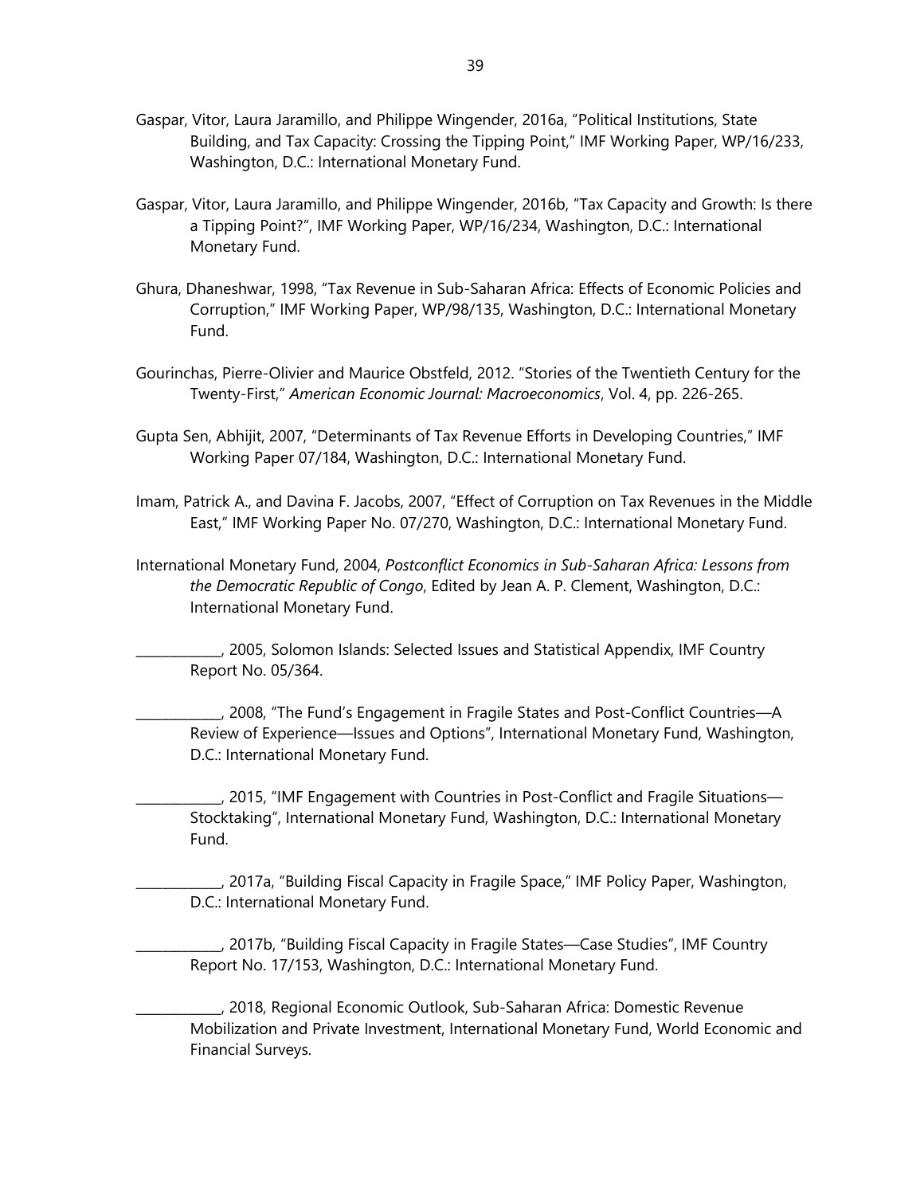Gaspar, Vitor, Laura Jaramillo, and Philippe Wingender, 2016a, “Political Institutions, State Building, and Tax Capacity: Crossing the Tipping Point,” IMF Working Paper, WP/16/233, Washington, D.C.: International Monetary Fund.

Gaspar, Vitor, Laura Jaramillo, and Philippe Wingender, 2016b, “Tax Capacity and Growth: Is there a Tipping Point?”, IMF Working Paper, WP/16/234, Washington, D.C.: International Monetary Fund.

Ghura, Dhaneshwar, 1998, “Tax Revenue in Sub-Saharan Africa: Effects of Economic Policies and Corruption,” IMF Working Paper, WP/98/135, Washington, D.C.: International Monetary Fund.

Gourinchas, Pierre-Olivier and Maurice Obstfeld, 2012. “Stories of the Twentieth Century for the Twenty-First,” *American Economic Journal: Macroeconomics*, Vol. 4, pp. 226-265.

Gupta Sen, Abhijit, 2007, “Determinants of Tax Revenue Efforts in Developing Countries,” IMF Working Paper 07/184, Washington, D.C.: International Monetary Fund.

Imam, Patrick A., and Davina F. Jacobs, 2007, “Effect of Corruption on Tax Revenues in the Middle East,” IMF Working Paper No. 07/270, Washington, D.C.: International Monetary Fund.

International Monetary Fund, 2004, *Postconflict Economics in Sub-Saharan Africa: Lessons from the Democratic Republic of Congo*, Edited by Jean A. P. Clement, Washington, D.C.: International Monetary Fund.

____________, 2005, Solomon Islands: Selected Issues and Statistical Appendix, IMF Country Report No. 05/364.

____________, 2008, “The Fund’s Engagement in Fragile States and Post-Conflict Countries—A Review of Experience—Issues and Options”, International Monetary Fund, Washington, D.C.: International Monetary Fund.

____________, 2015, “IMF Engagement with Countries in Post-Conflict and Fragile Situations—Stocktaking”, International Monetary Fund, Washington, D.C.: International Monetary Fund.

____________, 2017a, “Building Fiscal Capacity in Fragile Space,” IMF Policy Paper, Washington, D.C.: International Monetary Fund.

____________, 2017b, “Building Fiscal Capacity in Fragile States—Case Studies”, IMF Country Report No. 17/153, Washington, D.C.: International Monetary Fund.

____________, 2018, Regional Economic Outlook, Sub-Saharan Africa: Domestic Revenue Mobilization and Private Investment, International Monetary Fund, World Economic and Financial Surveys.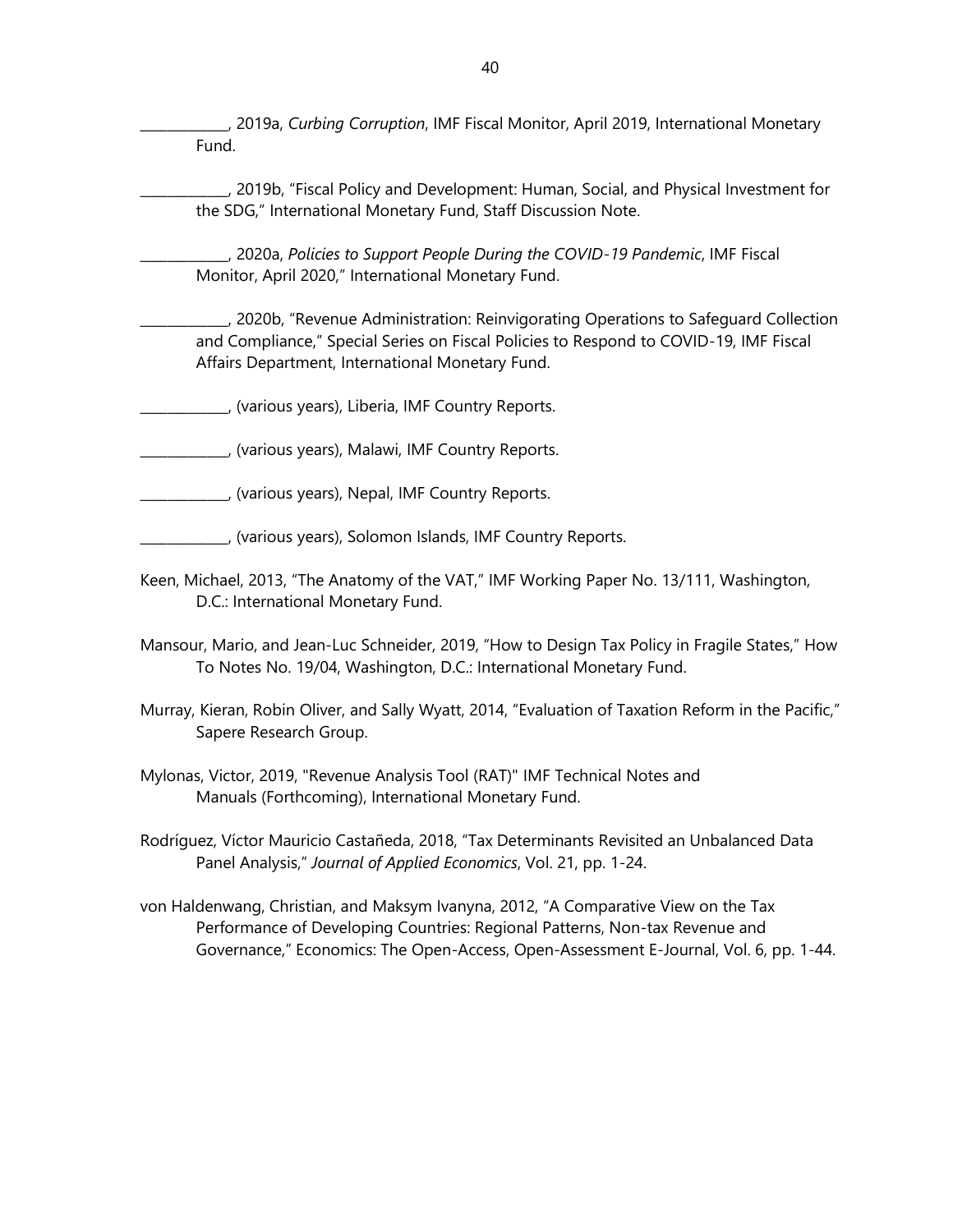____________, 2019a, *Curbing Corruption*, IMF Fiscal Monitor, April 2019, International Monetary Fund.

____________, 2019b, "Fiscal Policy and Development: Human, Social, and Physical Investment for the SDG," International Monetary Fund, Staff Discussion Note.

____________, 2020a, *Policies to Support People During the COVID-19 Pandemic*, IMF Fiscal Monitor, April 2020," International Monetary Fund.

____________, 2020b, "Revenue Administration: Reinvigorating Operations to Safeguard Collection and Compliance," Special Series on Fiscal Policies to Respond to COVID-19, IMF Fiscal Affairs Department, International Monetary Fund.

____________, (various years), Liberia, IMF Country Reports.

____________, (various years), Malawi, IMF Country Reports.

____________, (various years), Nepal, IMF Country Reports.

____________, (various years), Solomon Islands, IMF Country Reports.

Keen, Michael, 2013, "The Anatomy of the VAT," IMF Working Paper No. 13/111, Washington, D.C.: International Monetary Fund.

Mansour, Mario, and Jean-Luc Schneider, 2019, "How to Design Tax Policy in Fragile States," How To Notes No. 19/04, Washington, D.C.: International Monetary Fund.

Murray, Kieran, Robin Oliver, and Sally Wyatt, 2014, "Evaluation of Taxation Reform in the Pacific," Sapere Research Group.

Mylonas, Victor, 2019, "Revenue Analysis Tool (RAT)" IMF Technical Notes and Manuals (Forthcoming), International Monetary Fund.

Rodríguez, Víctor Mauricio Castañeda, 2018, "Tax Determinants Revisited an Unbalanced Data Panel Analysis," *Journal of Applied Economics*, Vol. 21, pp. 1-24.

von Haldenwang, Christian, and Maksym Ivanyna, 2012, "A Comparative View on the Tax Performance of Developing Countries: Regional Patterns, Non-tax Revenue and Governance," Economics: The Open-Access, Open-Assessment E-Journal, Vol. 6, pp. 1-44.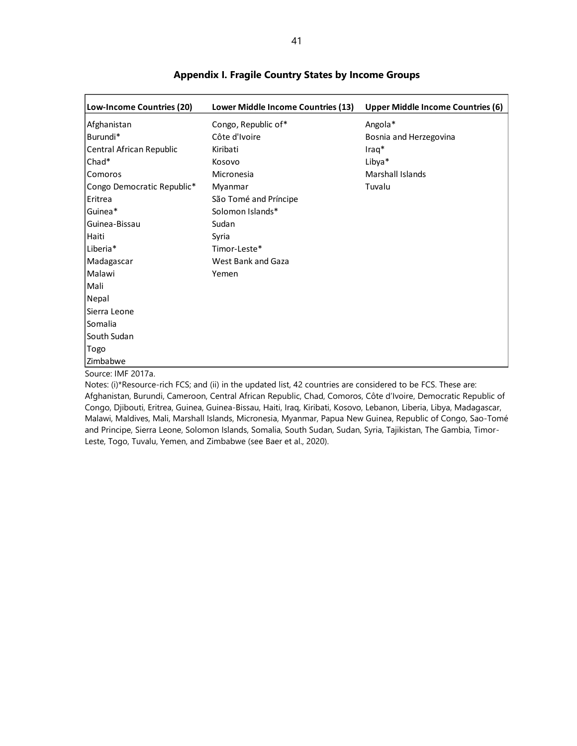## Appendix I. Fragile Country States by Income Groups

| Low-Income Countries (20) | Lower Middle Income Countries (13) | Upper Middle Income Countries (6) |
|---|---|---|
| Afghanistan | Congo, Republic of* | Angola* |
| Burundi* | Côte d'Ivoire | Bosnia and Herzegovina |
| Central African Republic | Kiribati | Iraq* |
| Chad* | Kosovo | Libya* |
| Comoros | Micronesia | Marshall Islands |
| Congo Democratic Republic* | Myanmar | Tuvalu |
| Eritrea | São Tomé and Príncipe | |
| Guinea* | Solomon Islands* | |
| Guinea-Bissau | Sudan | |
| Haiti | Syria | |
| Liberia* | Timor-Leste* | |
| Madagascar | West Bank and Gaza | |
| Malawi | Yemen | |
| Mali | | |
| Nepal | | |
| Sierra Leone | | |
| Somalia | | |
| South Sudan | | |
| Togo | | |
| Zimbabwe | | |

Source: IMF 2017a.

Notes: (i)*Resource-rich FCS; and (ii) in the updated list, 42 countries are considered to be FCS. These are: Afghanistan, Burundi, Cameroon, Central African Republic, Chad, Comoros, Côte d'Ivoire, Democratic Republic of Congo, Djibouti, Eritrea, Guinea, Guinea-Bissau, Haiti, Iraq, Kiribati, Kosovo, Lebanon, Liberia, Libya, Madagascar, Malawi, Maldives, Mali, Marshall Islands, Micronesia, Myanmar, Papua New Guinea, Republic of Congo, Sao-Tomé and Principe, Sierra Leone, Solomon Islands, Somalia, South Sudan, Sudan, Syria, Tajikistan, The Gambia, Timor-Leste, Togo, Tuvalu, Yemen, and Zimbabwe (see Baer et al., 2020).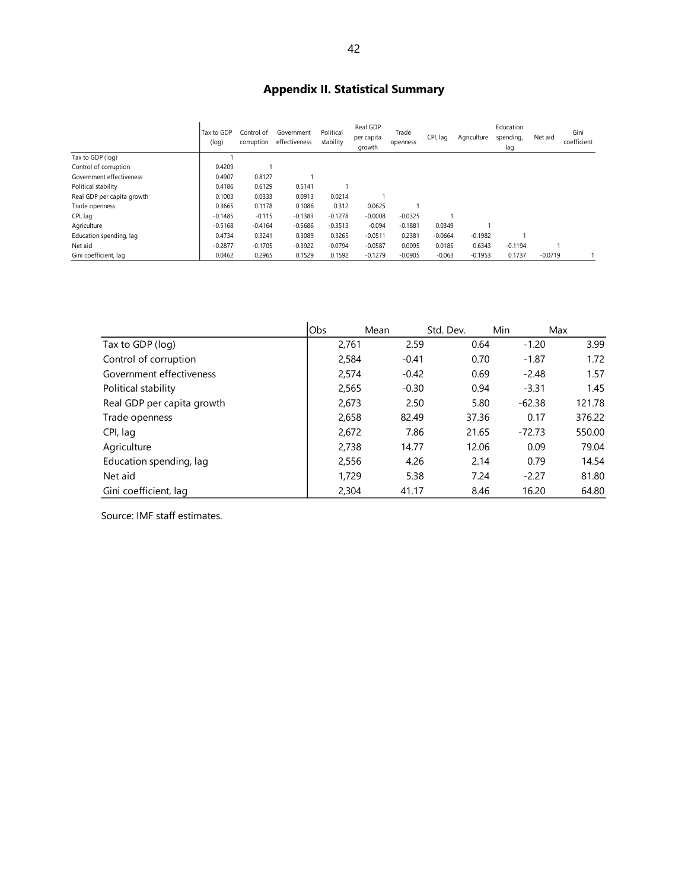## Appendix II. Statistical Summary

| | Tax to GDP (log) | Control of corruption | Government effectiveness | Political stability | Real GDP per capita growth | Trade openness | CPI, lag | Agriculture | Education spending, lag | Net aid | Gini coefficient |
|---|---|---|---|---|---|---|---|---|---|---|---|
| Tax to GDP (log) | 1 | | | | | | | | | | |
| Control of corruption | 0.4209 | 1 | | | | | | | | | |
| Government effectiveness | 0.4907 | 0.8127 | 1 | | | | | | | | |
| Political stability | 0.4186 | 0.6129 | 0.5141 | 1 | | | | | | | |
| Real GDP per capita growth | 0.1003 | 0.0333 | 0.0913 | 0.0214 | 1 | | | | | | |
| Trade openness | 0.3665 | 0.1178 | 0.1086 | 0.312 | 0.0625 | 1 | | | | | |
| CPI, lag | -0.1485 | -0.115 | -0.1383 | -0.1278 | -0.0008 | -0.0325 | 1 | | | | |
| Agriculture | -0.5168 | -0.4164 | -0.5686 | -0.3513 | -0.094 | -0.1881 | 0.0349 | 1 | | | |
| Education spending, lag | 0.4734 | 0.3241 | 0.3089 | 0.3265 | -0.0511 | 0.2381 | -0.0664 | -0.1982 | 1 | | |
| Net aid | -0.2877 | -0.1705 | -0.3922 | -0.0794 | -0.0587 | 0.0095 | 0.0185 | 0.6343 | -0.1194 | 1 | |
| Gini coefficient, lag | 0.0462 | 0.2965 | 0.1529 | 0.1592 | -0.1279 | -0.0905 | -0.063 | -0.1953 | 0.1737 | -0.0719 | 1 |

| | Obs | Mean | Std. Dev. | Min | Max |
|---|---|---|---|---|---|
| Tax to GDP (log) | 2,761 | 2.59 | 0.64 | -1.20 | 3.99 |
| Control of corruption | 2,584 | -0.41 | 0.70 | -1.87 | 1.72 |
| Government effectiveness | 2,574 | -0.42 | 0.69 | -2.48 | 1.57 |
| Political stability | 2,565 | -0.30 | 0.94 | -3.31 | 1.45 |
| Real GDP per capita growth | 2,673 | 2.50 | 5.80 | -62.38 | 121.78 |
| Trade openness | 2,658 | 82.49 | 37.36 | 0.17 | 376.22 |
| CPI, lag | 2,672 | 7.86 | 21.65 | -72.73 | 550.00 |
| Agriculture | 2,738 | 14.77 | 12.06 | 0.09 | 79.04 |
| Education spending, lag | 2,556 | 4.26 | 2.14 | 0.79 | 14.54 |
| Net aid | 1,729 | 5.38 | 7.24 | -2.27 | 81.80 |
| Gini coefficient, lag | 2,304 | 41.17 | 8.46 | 16.20 | 64.80 |

Source: IMF staff estimates.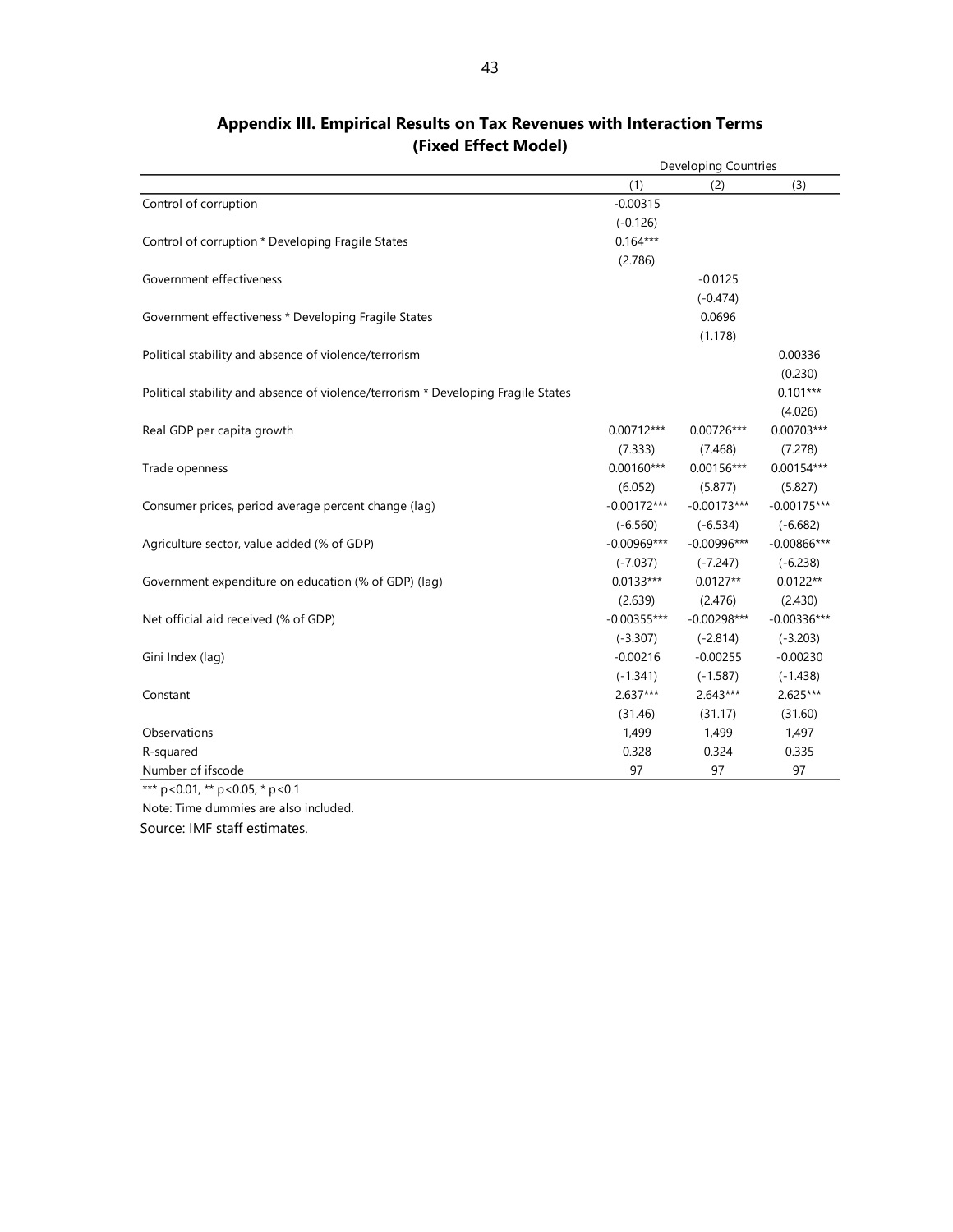## Appendix III. Empirical Results on Tax Revenues with Interaction Terms (Fixed Effect Model)

| | Developing Countries | | |
|---|---|---|---|
| | (1) | (2) | (3) |
| Control of corruption | -0.00315 | | |
| | (-0.126) | | |
| Control of corruption * Developing Fragile States | 0.164*** | | |
| | (2.786) | | |
| Government effectiveness | | -0.0125 | |
| | | (-0.474) | |
| Government effectiveness * Developing Fragile States | | 0.0696 | |
| | | (1.178) | |
| Political stability and absence of violence/terrorism | | | 0.00336 |
| | | | (0.230) |
| Political stability and absence of violence/terrorism * Developing Fragile States | | | 0.101*** |
| | | | (4.026) |
| Real GDP per capita growth | 0.00712*** | 0.00726*** | 0.00703*** |
| | (7.333) | (7.468) | (7.278) |
| Trade openness | 0.00160*** | 0.00156*** | 0.00154*** |
| | (6.052) | (5.877) | (5.827) |
| Consumer prices, period average percent change (lag) | -0.00172*** | -0.00173*** | -0.00175*** |
| | (-6.560) | (-6.534) | (-6.682) |
| Agriculture sector, value added (% of GDP) | -0.00969*** | -0.00996*** | -0.00866*** |
| | (-7.037) | (-7.247) | (-6.238) |
| Government expenditure on education (% of GDP) (lag) | 0.0133*** | 0.0127** | 0.0122** |
| | (2.639) | (2.476) | (2.430) |
| Net official aid received (% of GDP) | -0.00355*** | -0.00298*** | -0.00336*** |
| | (-3.307) | (-2.814) | (-3.203) |
| Gini Index (lag) | -0.00216 | -0.00255 | -0.00230 |
| | (-1.341) | (-1.587) | (-1.438) |
| Constant | 2.637*** | 2.643*** | 2.625*** |
| | (31.46) | (31.17) | (31.60) |
| Observations | 1,499 | 1,499 | 1,497 |
| R-squared | 0.328 | 0.324 | 0.335 |
| Number of ifscode | 97 | 97 | 97 |

*** p<0.01, ** p<0.05, * p<0.1

Note: Time dummies are also included.

Source: IMF staff estimates.